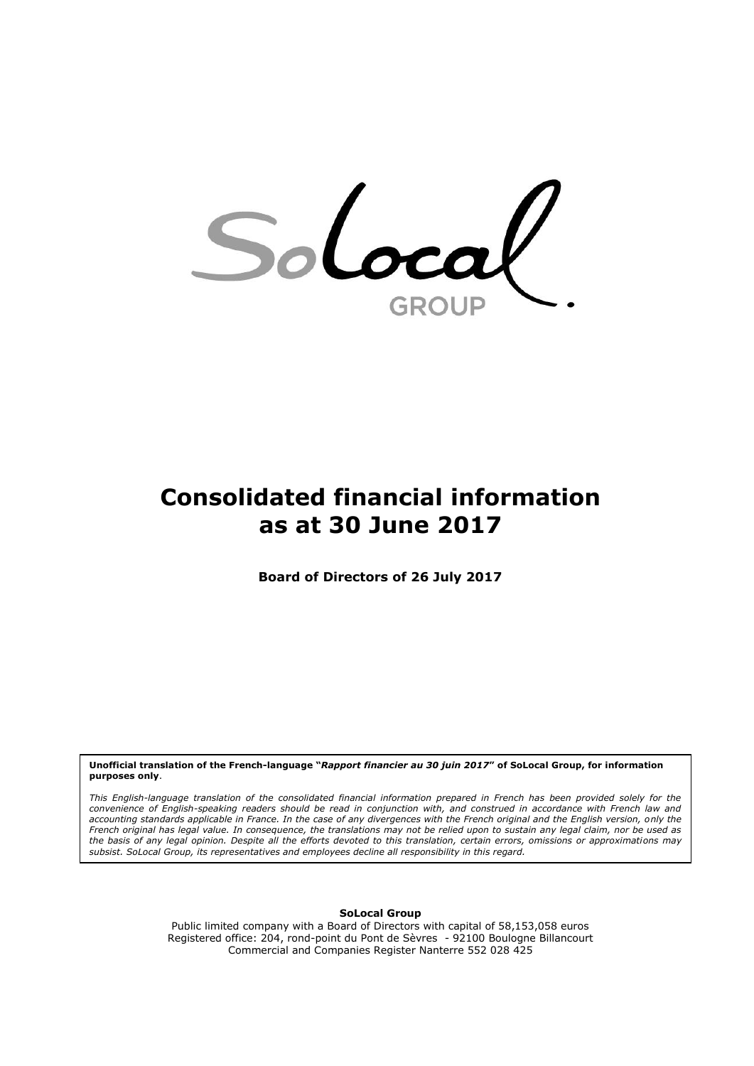Solocal GROUP

# Consolidated financial information as at 30 June 2017

**Board of Directors of 26 July 2017**

**Unofficial translation of the French-language "*Rapport financier au 30 juin 2017*" of SoLocal Group, for information purposes only**.

*This English-language translation of the consolidated financial information prepared in French has been provided solely for the convenience of English-speaking readers should be read in conjunction with, and construed in accordance with French law and accounting standards applicable in France. In the case of any divergences with the French original and the English version, only the French original has legal value. In consequence, the translations may not be relied upon to sustain any legal claim, nor be used as the basis of any legal opinion. Despite all the efforts devoted to this translation, certain errors, omissions or approximations may subsist. SoLocal Group, its representatives and employees decline all responsibility in this regard.*

**SoLocal Group**

Public limited company with a Board of Directors with capital of 58,153,058 euros
Registered office: 204, rond-point du Pont de Sèvres - 92100 Boulogne Billancourt
Commercial and Companies Register Nanterre 552 028 425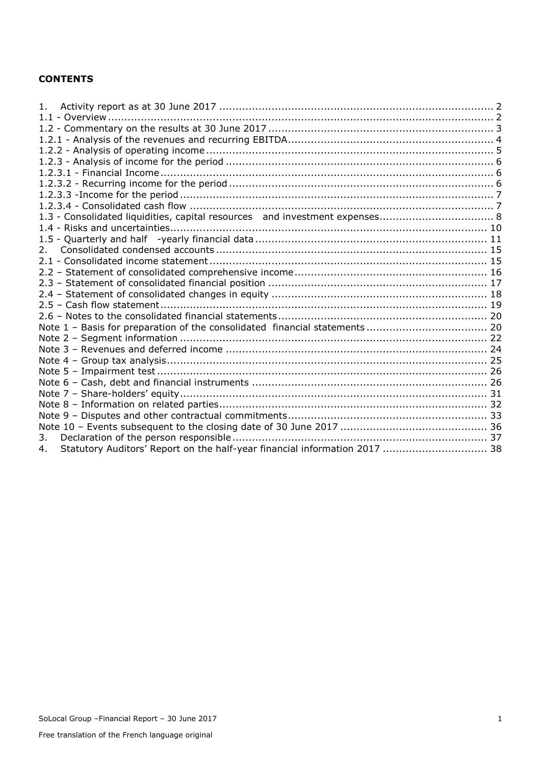**CONTENTS**

1. Activity report as at 30 June 2017 .................................................................................. 2
1.1 - Overview ...................................................................................................................... 2
1.2 - Commentary on the results at 30 June 2017 .................................................................. 3
1.2.1 - Analysis of the revenues and recurring EBITDA .......................................................... 4
1.2.2 - Analysis of operating income ...................................................................................... 5
1.2.3 - Analysis of income for the period ................................................................................ 6
1.2.3.1 - Financial Income .................................................................................................... 6
1.2.3.2 - Recurring income for the period .............................................................................. 6
1.2.3.3 -Income for the period ............................................................................................... 7
1.2.3.4 - Consolidated cash flow ............................................................................................ 7
1.3 - Consolidated liquidities, capital resources and investment expenses ................................. 8
1.4 - Risks and uncertainties ................................................................................................ 10
1.5 - Quarterly and half -yearly financial data ....................................................................... 11
2. Consolidated condensed accounts ................................................................................... 15
2.1 - Consolidated income statement ................................................................................... 15
2.2 – Statement of consolidated comprehensive income ......................................................... 16
2.3 – Statement of consolidated financial position ................................................................. 17
2.4 – Statement of consolidated changes in equity ................................................................ 18
2.5 – Cash flow statement ................................................................................................... 19
2.6 – Notes to the consolidated financial statements .............................................................. 20
Note 1 – Basis for preparation of the consolidated financial statements .................................... 20
Note 2 – Segment information .............................................................................................. 22
Note 3 – Revenues and deferred income ............................................................................... 24
Note 4 – Group tax analysis .................................................................................................. 25
Note 5 – Impairment test ..................................................................................................... 26
Note 6 – Cash, debt and financial instruments ....................................................................... 26
Note 7 – Share-holders' equity .............................................................................................. 31
Note 8 – Information on related parties ................................................................................. 32
Note 9 – Disputes and other contractual commitments ........................................................... 33
Note 10 – Events subsequent to the closing date of 30 June 2017 ............................................ 36
3. Declaration of the person responsible ............................................................................. 37
4. Statutory Auditors' Report on the half-year financial information 2017 ............................... 38

Free translation of the French language original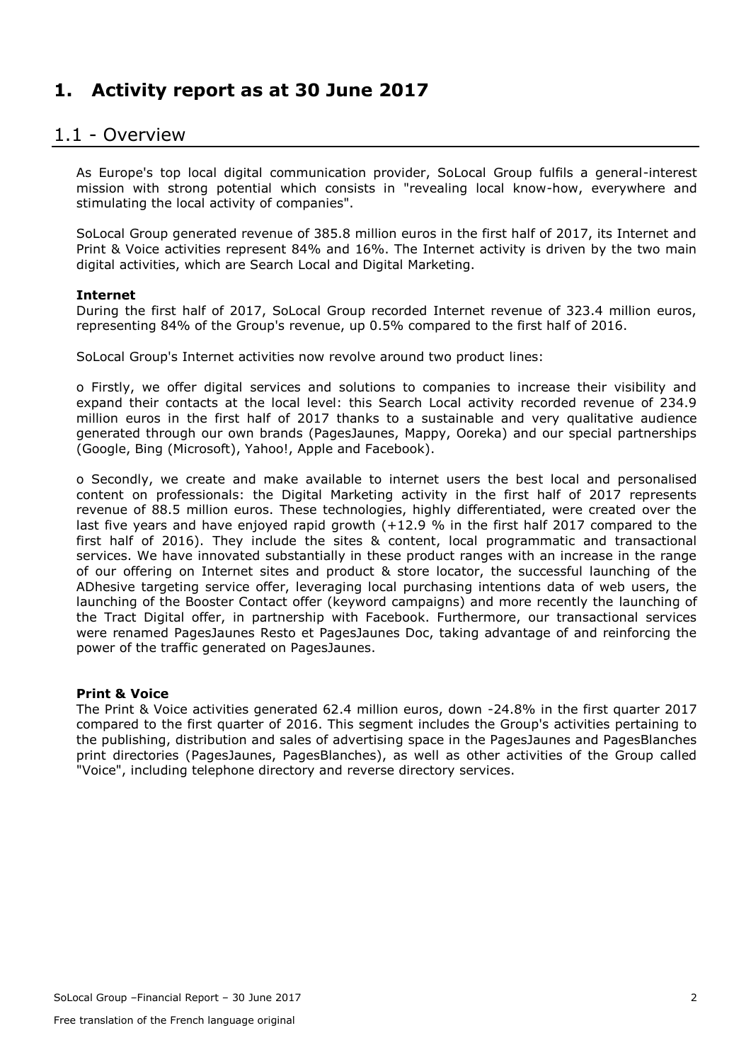# 1. Activity report as at 30 June 2017

## 1.1 - Overview

As Europe's top local digital communication provider, SoLocal Group fulfils a general-interest mission with strong potential which consists in "revealing local know-how, everywhere and stimulating the local activity of companies".

SoLocal Group generated revenue of 385.8 million euros in the first half of 2017, its Internet and Print & Voice activities represent 84% and 16%. The Internet activity is driven by the two main digital activities, which are Search Local and Digital Marketing.

**Internet**

During the first half of 2017, SoLocal Group recorded Internet revenue of 323.4 million euros, representing 84% of the Group's revenue, up 0.5% compared to the first half of 2016.

SoLocal Group's Internet activities now revolve around two product lines:

o Firstly, we offer digital services and solutions to companies to increase their visibility and expand their contacts at the local level: this Search Local activity recorded revenue of 234.9 million euros in the first half of 2017 thanks to a sustainable and very qualitative audience generated through our own brands (PagesJaunes, Mappy, Ooreka) and our special partnerships (Google, Bing (Microsoft), Yahoo!, Apple and Facebook).

o Secondly, we create and make available to internet users the best local and personalised content on professionals: the Digital Marketing activity in the first half of 2017 represents revenue of 88.5 million euros. These technologies, highly differentiated, were created over the last five years and have enjoyed rapid growth (+12.9 % in the first half 2017 compared to the first half of 2016). They include the sites & content, local programmatic and transactional services. We have innovated substantially in these product ranges with an increase in the range of our offering on Internet sites and product & store locator, the successful launching of the ADhesive targeting service offer, leveraging local purchasing intentions data of web users, the launching of the Booster Contact offer (keyword campaigns) and more recently the launching of the Tract Digital offer, in partnership with Facebook. Furthermore, our transactional services were renamed PagesJaunes Resto et PagesJaunes Doc, taking advantage of and reinforcing the power of the traffic generated on PagesJaunes.

**Print & Voice**

The Print & Voice activities generated 62.4 million euros, down -24.8% in the first quarter 2017 compared to the first quarter of 2016. This segment includes the Group's activities pertaining to the publishing, distribution and sales of advertising space in the PagesJaunes and PagesBlanches print directories (PagesJaunes, PagesBlanches), as well as other activities of the Group called "Voice", including telephone directory and reverse directory services.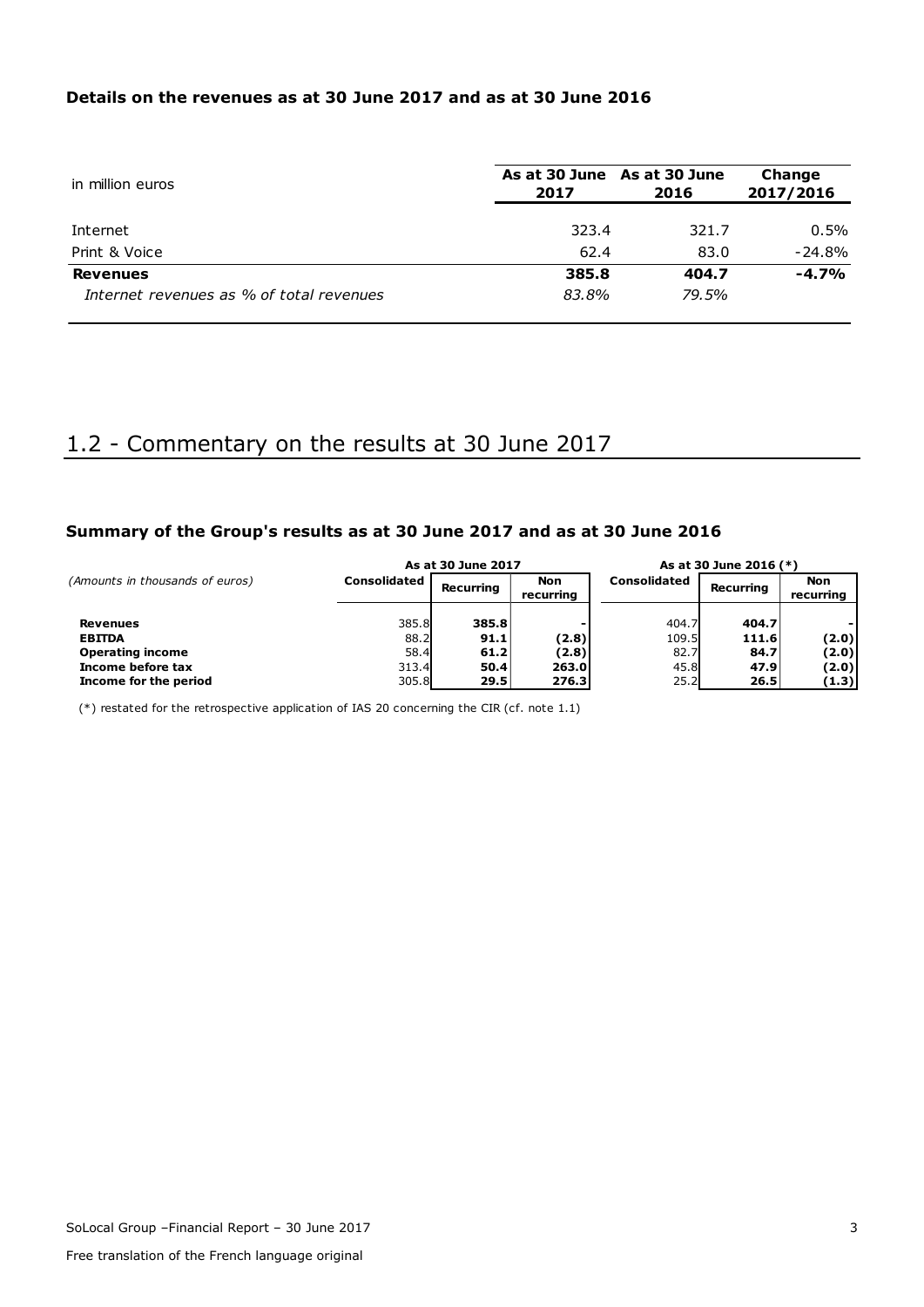### Details on the revenues as at 30 June 2017 and as at 30 June 2016

| in million euros | As at 30 June 2017 | As at 30 June 2016 | Change 2017/2016 |
|---|---|---|---|
| Internet | 323.4 | 321.7 | 0.5% |
| Print & Voice | 62.4 | 83.0 | -24.8% |
| **Revenues** | **385.8** | **404.7** | **-4.7%** |
| *Internet revenues as % of total revenues* | *83.8%* | *79.5%* | |

## 1.2 - Commentary on the results at 30 June 2017

### Summary of the Group's results as at 30 June 2017 and as at 30 June 2016

| *(Amounts in thousands of euros)* | As at 30 June 2017 | | | As at 30 June 2016 (*) | | |
|---|---|---|---|---|---|---|
| | Consolidated | Recurring | Non recurring | Consolidated | Recurring | Non recurring |
| **Revenues** | 385.8 | **385.8** | **-** | 404.7 | **404.7** | **-** |
| **EBITDA** | 88.2 | **91.1** | **(2.8)** | 109.5 | **111.6** | **(2.0)** |
| **Operating income** | 58.4 | **61.2** | **(2.8)** | 82.7 | **84.7** | **(2.0)** |
| **Income before tax** | 313.4 | **50.4** | **263.0** | 45.8 | **47.9** | **(2.0)** |
| **Income for the period** | 305.8 | **29.5** | **276.3** | 25.2 | **26.5** | **(1.3)** |

(*) restated for the retrospective application of IAS 20 concerning the CIR (cf. note 1.1)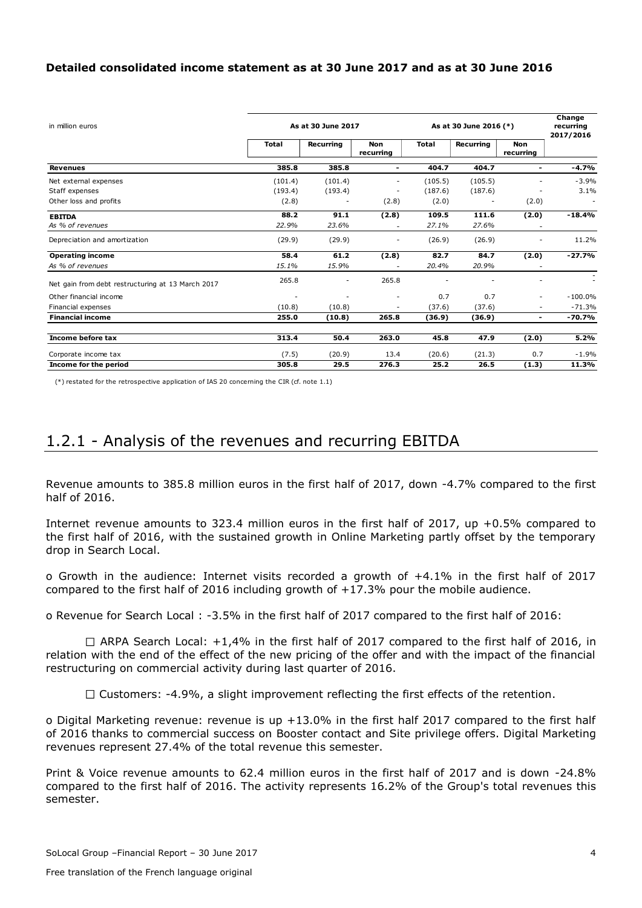**Detailed consolidated income statement as at 30 June 2017 and as at 30 June 2016**

| in million euros | As at 30 June 2017 | | | As at 30 June 2016 (*) | | | Change recurring 2017/2016 |
|---|---|---|---|---|---|---|---|
| | Total | Recurring | Non recurring | Total | Recurring | Non recurring | |
| **Revenues** | **385.8** | **385.8** | **-** | **404.7** | **404.7** | **-** | ***-4.7%*** |
| Net external expenses | (101.4) | (101.4) | - | (105.5) | (105.5) | - | -3.9% |
| Staff expenses | (193.4) | (193.4) | - | (187.6) | (187.6) | - | 3.1% |
| Other loss and profits | (2.8) | - | (2.8) | (2.0) | - | (2.0) | - |
| **EBITDA** | **88.2** | **91.1** | **(2.8)** | **109.5** | **111.6** | **(2.0)** | **-18.4%** |
| *As % of revenues* | *22.9%* | *23.6%* | - | *27.1%* | *27.6%* | - | |
| Depreciation and amortization | (29.9) | (29.9) | - | (26.9) | (26.9) | - | 11.2% |
| **Operating income** | **58.4** | **61.2** | **(2.8)** | **82.7** | **84.7** | **(2.0)** | **-27.7%** |
| *As % of revenues* | *15.1%* | *15.9%* | - | *20.4%* | *20.9%* | - | |
| Net gain from debt restructuring at 13 March 2017 | 265.8 | - | 265.8 | - | - | - | - |
| Other financial income | - | - | - | 0.7 | 0.7 | - | -100.0% |
| Financial expenses | (10.8) | (10.8) | - | (37.6) | (37.6) | - | -71.3% |
| **Financial income** | **255.0** | **(10.8)** | **265.8** | **(36.9)** | **(36.9)** | **-** | **-70.7%** |
| **Income before tax** | **313.4** | **50.4** | **263.0** | **45.8** | **47.9** | **(2.0)** | **5.2%** |
| Corporate income tax | (7.5) | (20.9) | 13.4 | (20.6) | (21.3) | 0.7 | -1.9% |
| **Income for the period** | **305.8** | **29.5** | **276.3** | **25.2** | **26.5** | **(1.3)** | **11.3%** |

(*) restated for the retrospective application of IAS 20 concerning the CIR (cf. note 1.1)

## 1.2.1 - Analysis of the revenues and recurring EBITDA

Revenue amounts to 385.8 million euros in the first half of 2017, down -4.7% compared to the first half of 2016.

Internet revenue amounts to 323.4 million euros in the first half of 2017, up +0.5% compared to the first half of 2016, with the sustained growth in Online Marketing partly offset by the temporary drop in Search Local.

o Growth in the audience: Internet visits recorded a growth of +4.1% in the first half of 2017 compared to the first half of 2016 including growth of +17.3% pour the mobile audience.

o Revenue for Search Local : -3.5% in the first half of 2017 compared to the first half of 2016:

□ ARPA Search Local: +1,4% in the first half of 2017 compared to the first half of 2016, in relation with the end of the effect of the new pricing of the offer and with the impact of the financial restructuring on commercial activity during last quarter of 2016.

□ Customers: -4.9%, a slight improvement reflecting the first effects of the retention.

o Digital Marketing revenue: revenue is up +13.0% in the first half 2017 compared to the first half of 2016 thanks to commercial success on Booster contact and Site privilege offers. Digital Marketing revenues represent 27.4% of the total revenue this semester.

Print & Voice revenue amounts to 62.4 million euros in the first half of 2017 and is down -24.8% compared to the first half of 2016. The activity represents 16.2% of the Group's total revenues this semester.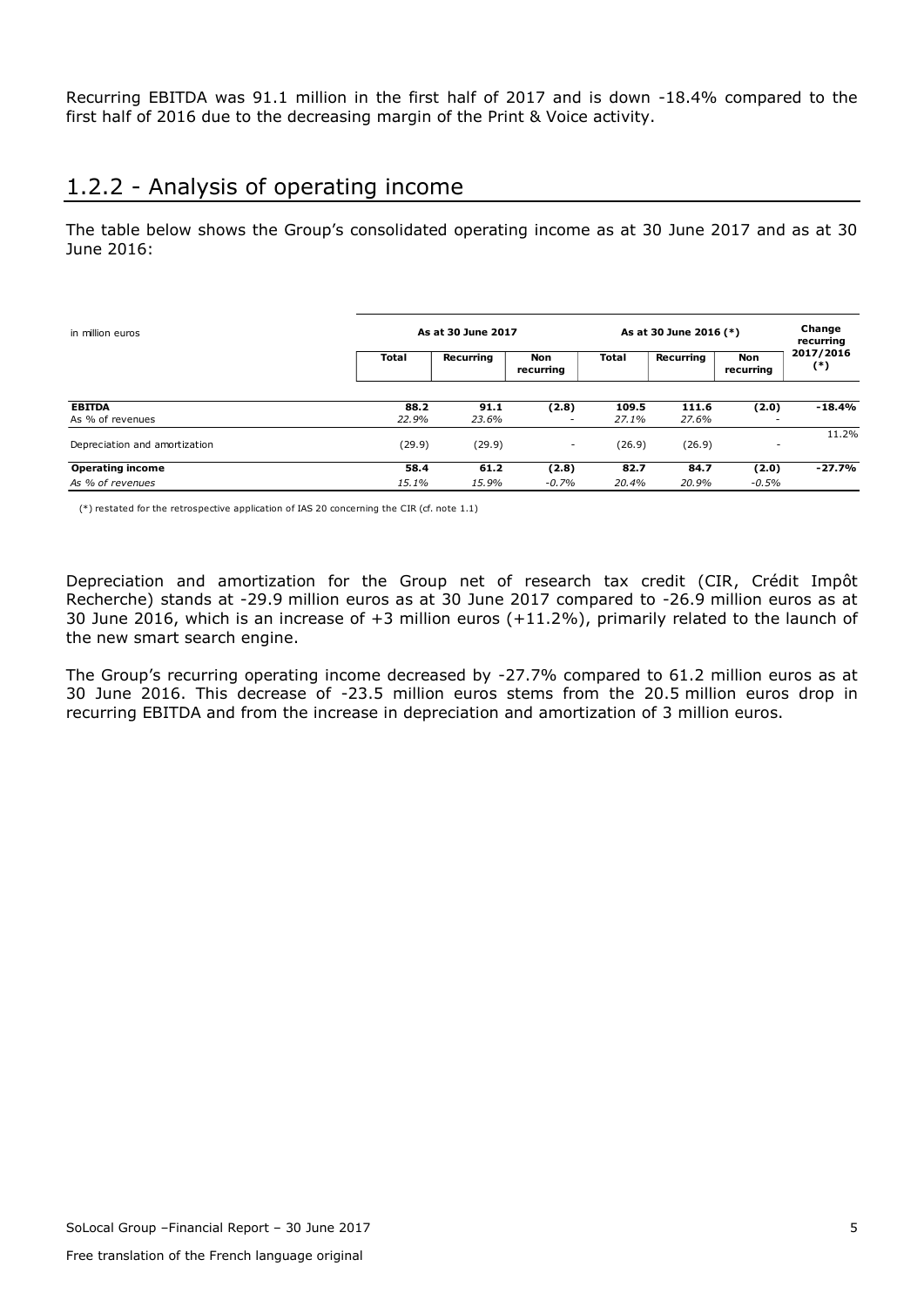Recurring EBITDA was 91.1 million in the first half of 2017 and is down -18.4% compared to the first half of 2016 due to the decreasing margin of the Print & Voice activity.

## 1.2.2 - Analysis of operating income

The table below shows the Group's consolidated operating income as at 30 June 2017 and as at 30 June 2016:

| in million euros | As at 30 June 2017 | | | As at 30 June 2016 (*) | | | Change recurring |
|---|---|---|---|---|---|---|---|
| | **Total** | **Recurring** | **Non recurring** | **Total** | **Recurring** | **Non recurring** | **2017/2016 (*)** |
| **EBITDA** | **88.2** | **91.1** | **(2.8)** | **109.5** | **111.6** | **(2.0)** | **-18.4%** |
| As % of revenues | *22.9%* | *23.6%* | - | *27.1%* | *27.6%* | - | |
| Depreciation and amortization | (29.9) | (29.9) | - | (26.9) | (26.9) | - | 11.2% |
| **Operating income** | **58.4** | **61.2** | **(2.8)** | **82.7** | **84.7** | **(2.0)** | **-27.7%** |
| *As % of revenues* | *15.1%* | *15.9%* | *-0.7%* | *20.4%* | *20.9%* | *-0.5%* | |

(*) restated for the retrospective application of IAS 20 concerning the CIR (cf. note 1.1)

Depreciation and amortization for the Group net of research tax credit (CIR, Crédit Impôt Recherche) stands at -29.9 million euros as at 30 June 2017 compared to -26.9 million euros as at 30 June 2016, which is an increase of +3 million euros (+11.2%), primarily related to the launch of the new smart search engine.

The Group's recurring operating income decreased by -27.7% compared to 61.2 million euros as at 30 June 2016. This decrease of -23.5 million euros stems from the 20.5 million euros drop in recurring EBITDA and from the increase in depreciation and amortization of 3 million euros.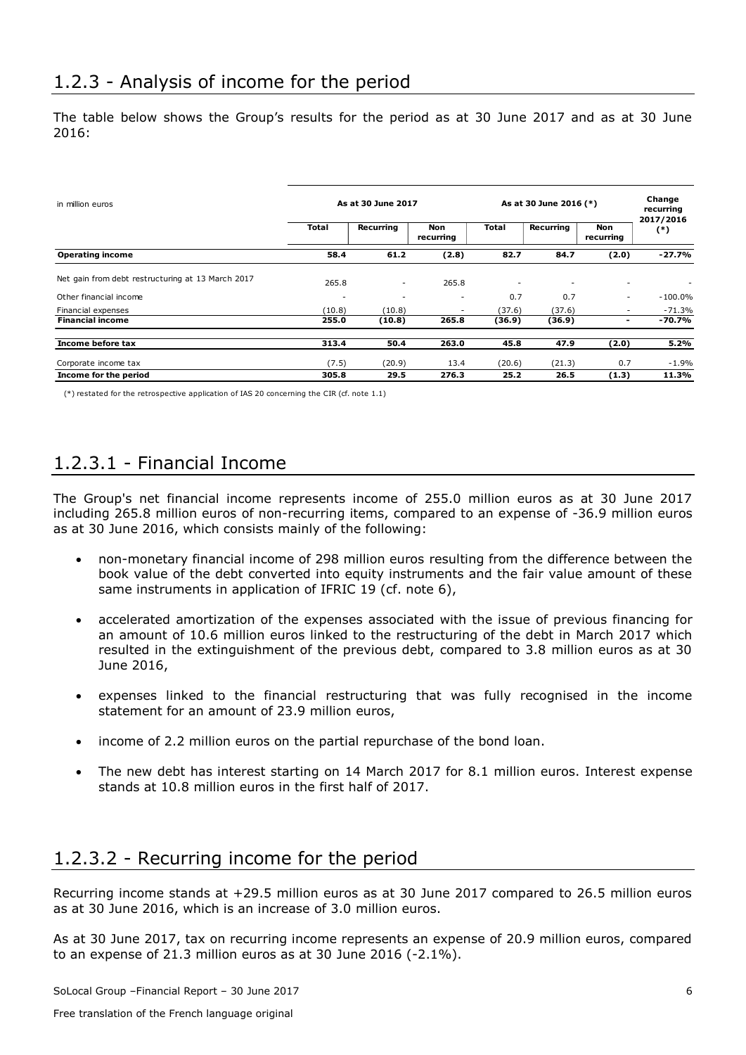## 1.2.3 - Analysis of income for the period

The table below shows the Group's results for the period as at 30 June 2017 and as at 30 June 2016:

| in million euros | As at 30 June 2017 | | | As at 30 June 2016 (*) | | | Change recurring 2017/2016 (*) |
|---|---|---|---|---|---|---|---|
| | Total | Recurring | Non recurring | Total | Recurring | Non recurring | |
| **Operating income** | **58.4** | **61.2** | **(2.8)** | **82.7** | **84.7** | **(2.0)** | **-27.7%** |
| Net gain from debt restructuring at 13 March 2017 | 265.8 | - | 265.8 | - | - | - | - |
| Other financial income | - | - | - | 0.7 | 0.7 | - | -100.0% |
| Financial expenses | (10.8) | (10.8) | - | (37.6) | (37.6) | - | -71.3% |
| **Financial income** | **255.0** | **(10.8)** | **265.8** | **(36.9)** | **(36.9)** | **-** | **-70.7%** |
| **Income before tax** | **313.4** | **50.4** | **263.0** | **45.8** | **47.9** | **(2.0)** | **5.2%** |
| Corporate income tax | (7.5) | (20.9) | 13.4 | (20.6) | (21.3) | 0.7 | -1.9% |
| **Income for the period** | **305.8** | **29.5** | **276.3** | **25.2** | **26.5** | **(1.3)** | **11.3%** |

(*) restated for the retrospective application of IAS 20 concerning the CIR (cf. note 1.1)

## 1.2.3.1 - Financial Income

The Group's net financial income represents income of 255.0 million euros as at 30 June 2017 including 265.8 million euros of non-recurring items, compared to an expense of -36.9 million euros as at 30 June 2016, which consists mainly of the following:

- non-monetary financial income of 298 million euros resulting from the difference between the book value of the debt converted into equity instruments and the fair value amount of these same instruments in application of IFRIC 19 (cf. note 6),
- accelerated amortization of the expenses associated with the issue of previous financing for an amount of 10.6 million euros linked to the restructuring of the debt in March 2017 which resulted in the extinguishment of the previous debt, compared to 3.8 million euros as at 30 June 2016,
- expenses linked to the financial restructuring that was fully recognised in the income statement for an amount of 23.9 million euros,
- income of 2.2 million euros on the partial repurchase of the bond loan.
- The new debt has interest starting on 14 March 2017 for 8.1 million euros. Interest expense stands at 10.8 million euros in the first half of 2017.

## 1.2.3.2 - Recurring income for the period

Recurring income stands at +29.5 million euros as at 30 June 2017 compared to 26.5 million euros as at 30 June 2016, which is an increase of 3.0 million euros.

As at 30 June 2017, tax on recurring income represents an expense of 20.9 million euros, compared to an expense of 21.3 million euros as at 30 June 2016 (-2.1%).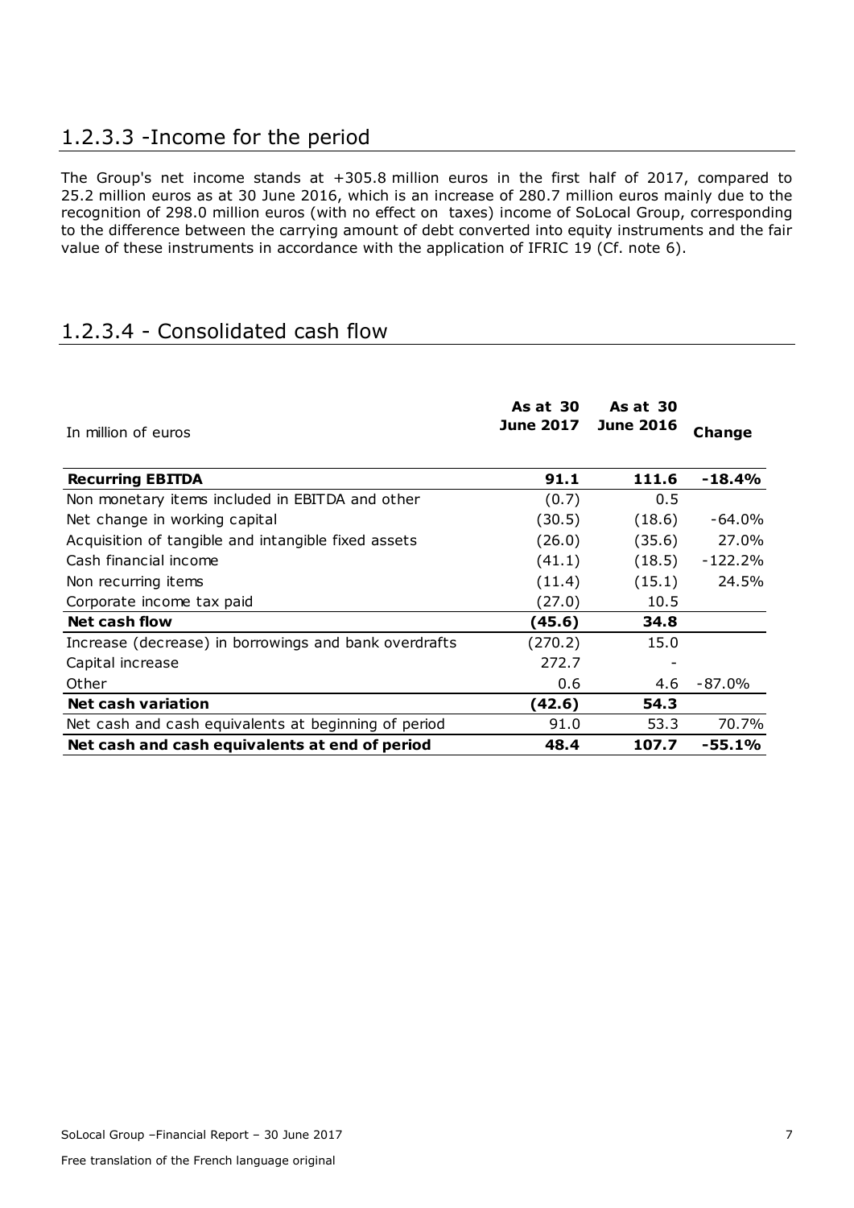## 1.2.3.3 -Income for the period

The Group's net income stands at +305.8 million euros in the first half of 2017, compared to 25.2 million euros as at 30 June 2016, which is an increase of 280.7 million euros mainly due to the recognition of 298.0 million euros (with no effect on taxes) income of SoLocal Group, corresponding to the difference between the carrying amount of debt converted into equity instruments and the fair value of these instruments in accordance with the application of IFRIC 19 (Cf. note 6).

## 1.2.3.4 - Consolidated cash flow

| In million of euros | As at 30 June 2017 | As at 30 June 2016 | Change |
|---|---|---|---|
| **Recurring EBITDA** | **91.1** | **111.6** | **-18.4%** |
| Non monetary items included in EBITDA and other | (0.7) | 0.5 | |
| Net change in working capital | (30.5) | (18.6) | -64.0% |
| Acquisition of tangible and intangible fixed assets | (26.0) | (35.6) | 27.0% |
| Cash financial income | (41.1) | (18.5) | -122.2% |
| Non recurring items | (11.4) | (15.1) | 24.5% |
| Corporate income tax paid | (27.0) | 10.5 | |
| **Net cash flow** | **(45.6)** | **34.8** | |
| Increase (decrease) in borrowings and bank overdrafts | (270.2) | 15.0 | |
| Capital increase | 272.7 | - | |
| Other | 0.6 | 4.6 | -87.0% |
| **Net cash variation** | **(42.6)** | **54.3** | |
| Net cash and cash equivalents at beginning of period | 91.0 | 53.3 | 70.7% |
| **Net cash and cash equivalents at end of period** | **48.4** | **107.7** | **-55.1%** |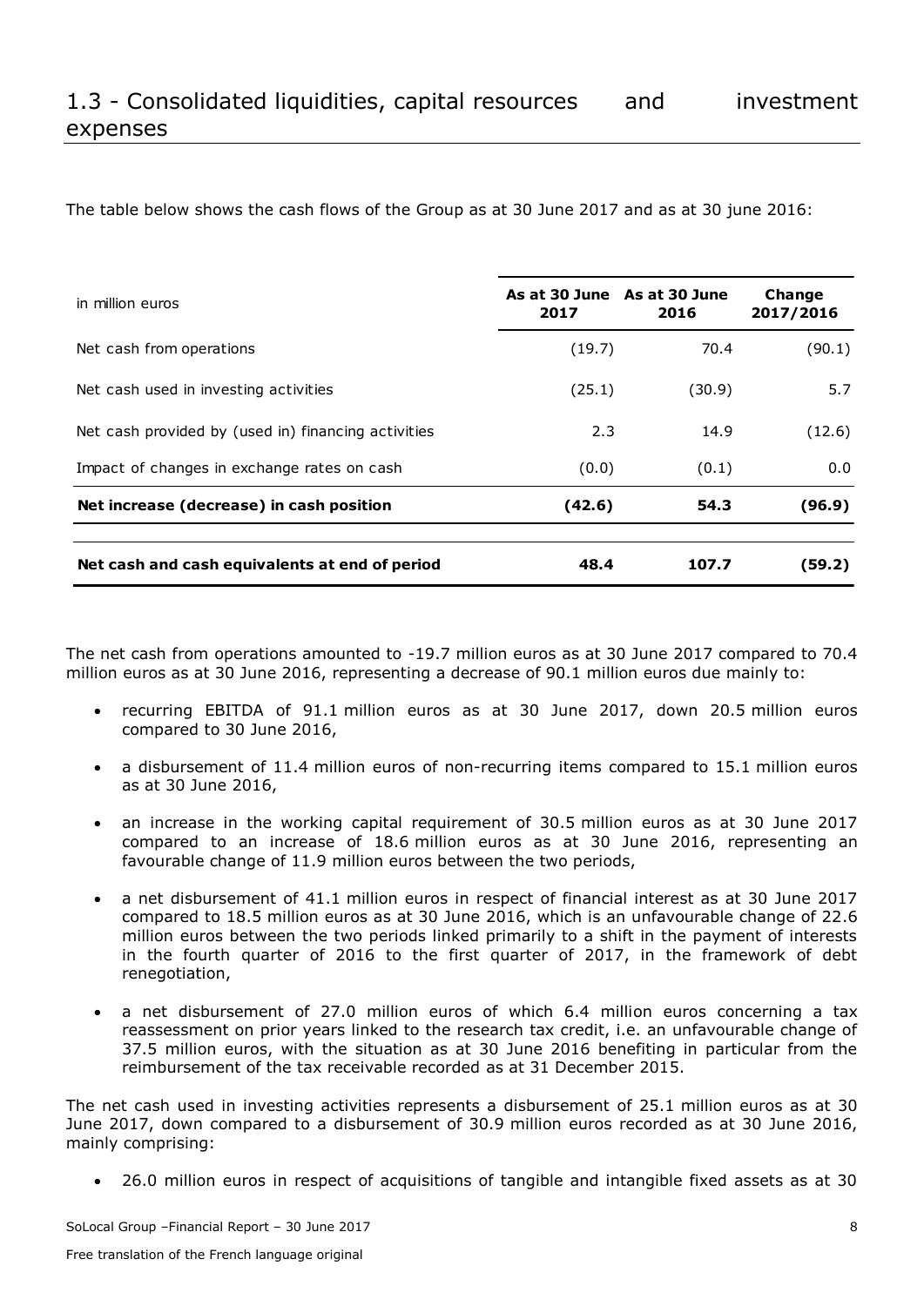## 1.3 - Consolidated liquidities, capital resources and investment expenses

The table below shows the cash flows of the Group as at 30 June 2017 and as at 30 june 2016:

| in million euros | As at 30 June 2017 | As at 30 June 2016 | Change 2017/2016 |
|---|---|---|---|
| Net cash from operations | (19.7) | 70.4 | (90.1) |
| Net cash used in investing activities | (25.1) | (30.9) | 5.7 |
| Net cash provided by (used in) financing activities | 2.3 | 14.9 | (12.6) |
| Impact of changes in exchange rates on cash | (0.0) | (0.1) | 0.0 |
| **Net increase (decrease) in cash position** | **(42.6)** | **54.3** | **(96.9)** |
| **Net cash and cash equivalents at end of period** | **48.4** | **107.7** | **(59.2)** |

The net cash from operations amounted to -19.7 million euros as at 30 June 2017 compared to 70.4 million euros as at 30 June 2016, representing a decrease of 90.1 million euros due mainly to:

- recurring EBITDA of 91.1 million euros as at 30 June 2017, down 20.5 million euros compared to 30 June 2016,
- a disbursement of 11.4 million euros of non-recurring items compared to 15.1 million euros as at 30 June 2016,
- an increase in the working capital requirement of 30.5 million euros as at 30 June 2017 compared to an increase of 18.6 million euros as at 30 June 2016, representing an favourable change of 11.9 million euros between the two periods,
- a net disbursement of 41.1 million euros in respect of financial interest as at 30 June 2017 compared to 18.5 million euros as at 30 June 2016, which is an unfavourable change of 22.6 million euros between the two periods linked primarily to a shift in the payment of interests in the fourth quarter of 2016 to the first quarter of 2017, in the framework of debt renegotiation,
- a net disbursement of 27.0 million euros of which 6.4 million euros concerning a tax reassessment on prior years linked to the research tax credit, i.e. an unfavourable change of 37.5 million euros, with the situation as at 30 June 2016 benefiting in particular from the reimbursement of the tax receivable recorded as at 31 December 2015.

The net cash used in investing activities represents a disbursement of 25.1 million euros as at 30 June 2017, down compared to a disbursement of 30.9 million euros recorded as at 30 June 2016, mainly comprising:

- 26.0 million euros in respect of acquisitions of tangible and intangible fixed assets as at 30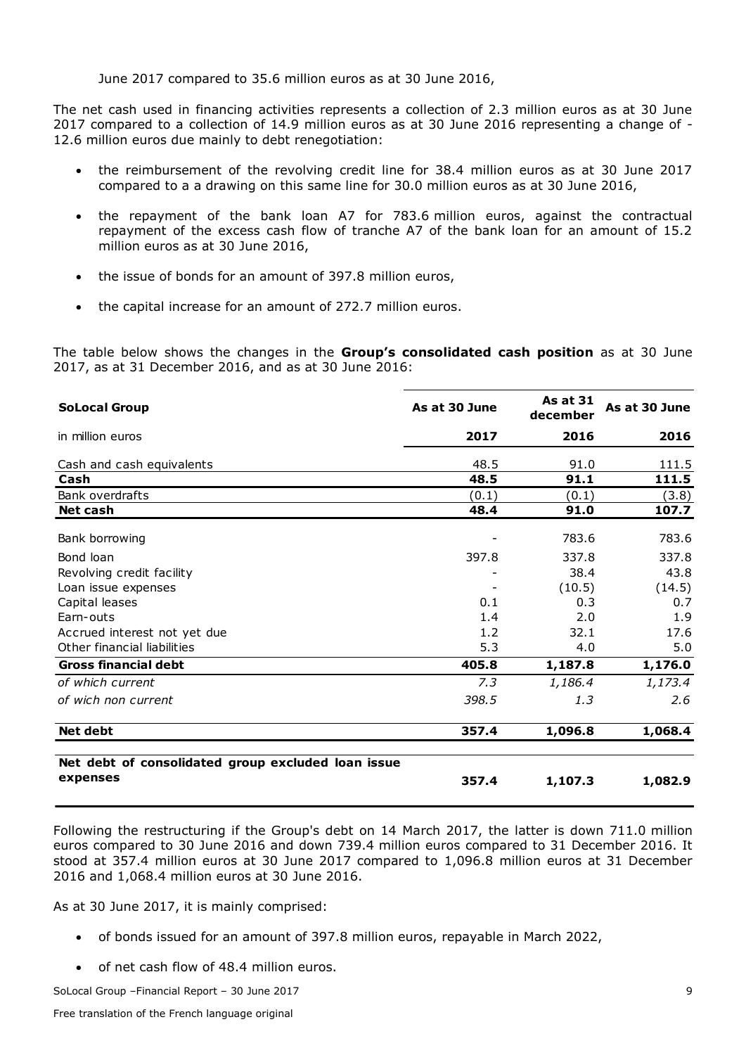June 2017 compared to 35.6 million euros as at 30 June 2016,

The net cash used in financing activities represents a collection of 2.3 million euros as at 30 June 2017 compared to a collection of 14.9 million euros as at 30 June 2016 representing a change of -12.6 million euros due mainly to debt renegotiation:

- the reimbursement of the revolving credit line for 38.4 million euros as at 30 June 2017 compared to a a drawing on this same line for 30.0 million euros as at 30 June 2016,
- the repayment of the bank loan A7 for 783.6 million euros, against the contractual repayment of the excess cash flow of tranche A7 of the bank loan for an amount of 15.2 million euros as at 30 June 2016,
- the issue of bonds for an amount of 397.8 million euros,
- the capital increase for an amount of 272.7 million euros.

The table below shows the changes in the **Group's consolidated cash position** as at 30 June 2017, as at 31 December 2016, and as at 30 June 2016:

| **SoLocal Group** | **As at 30 June** | **As at 31 december** | **As at 30 June** |
|---|---|---|---|
| in million euros | **2017** | **2016** | **2016** |
| Cash and cash equivalents | 48.5 | 91.0 | 111.5 |
| **Cash** | **48.5** | **91.1** | **111.5** |
| Bank overdrafts | (0.1) | (0.1) | (3.8) |
| **Net cash** | **48.4** | **91.0** | **107.7** |
| Bank borrowing | - | 783.6 | 783.6 |
| Bond loan | 397.8 | 337.8 | 337.8 |
| Revolving credit facility | - | 38.4 | 43.8 |
| Loan issue expenses | - | (10.5) | (14.5) |
| Capital leases | 0.1 | 0.3 | 0.7 |
| Earn-outs | 1.4 | 2.0 | 1.9 |
| Accrued interest not yet due | 1.2 | 32.1 | 17.6 |
| Other financial liabilities | 5.3 | 4.0 | 5.0 |
| **Gross financial debt** | **405.8** | **1,187.8** | **1,176.0** |
| *of which current* | *7.3* | *1,186.4* | *1,173.4* |
| *of wich non current* | *398.5* | *1.3* | *2.6* |
| **Net debt** | **357.4** | **1,096.8** | **1,068.4** |
| **Net debt of consolidated group excluded loan issue expenses** | **357.4** | **1,107.3** | **1,082.9** |

Following the restructuring if the Group's debt on 14 March 2017, the latter is down 711.0 million euros compared to 30 June 2016 and down 739.4 million euros compared to 31 December 2016. It stood at 357.4 million euros at 30 June 2017 compared to 1,096.8 million euros at 31 December 2016 and 1,068.4 million euros at 30 June 2016.

As at 30 June 2017, it is mainly comprised:

- of bonds issued for an amount of 397.8 million euros, repayable in March 2022,
- of net cash flow of 48.4 million euros.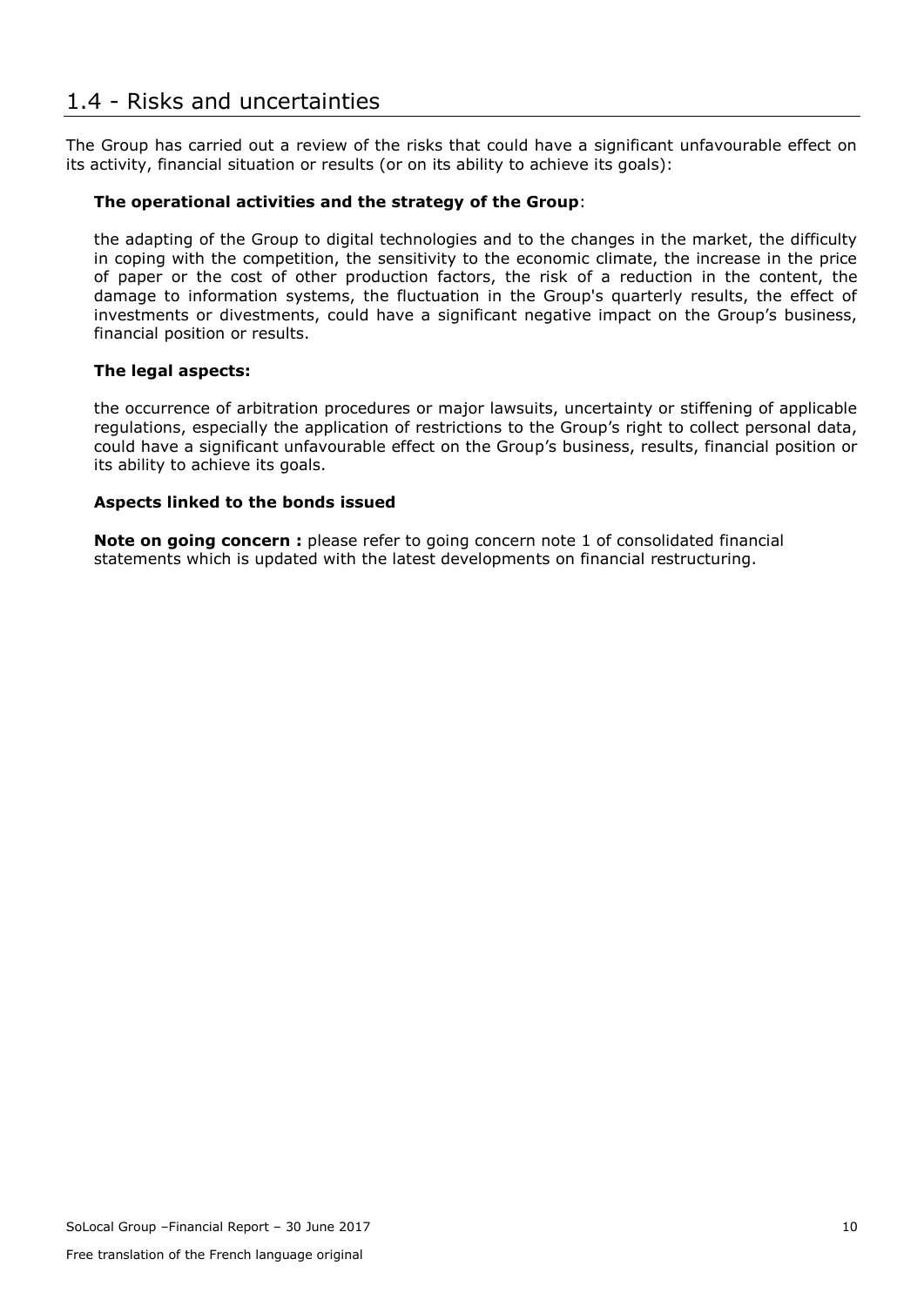## 1.4 - Risks and uncertainties

The Group has carried out a review of the risks that could have a significant unfavourable effect on its activity, financial situation or results (or on its ability to achieve its goals):

**The operational activities and the strategy of the Group**:

the adapting of the Group to digital technologies and to the changes in the market, the difficulty in coping with the competition, the sensitivity to the economic climate, the increase in the price of paper or the cost of other production factors, the risk of a reduction in the content, the damage to information systems, the fluctuation in the Group's quarterly results, the effect of investments or divestments, could have a significant negative impact on the Group's business, financial position or results.

**The legal aspects:**

the occurrence of arbitration procedures or major lawsuits, uncertainty or stiffening of applicable regulations, especially the application of restrictions to the Group's right to collect personal data, could have a significant unfavourable effect on the Group's business, results, financial position or its ability to achieve its goals.

**Aspects linked to the bonds issued**

**Note on going concern :** please refer to going concern note 1 of consolidated financial statements which is updated with the latest developments on financial restructuring.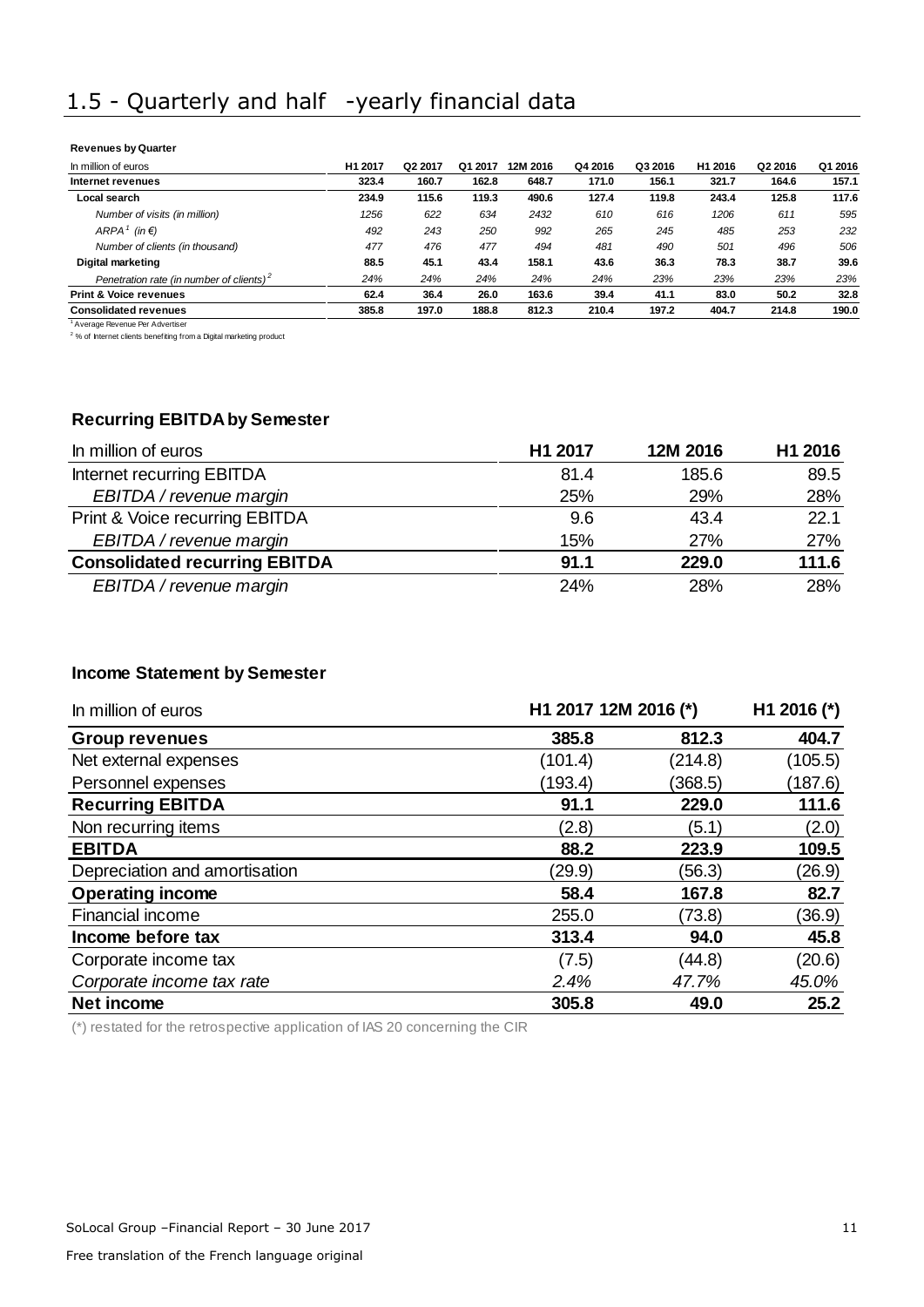# 1.5 - Quarterly and half -yearly financial data

**Revenues by Quarter**

| In million of euros | H1 2017 | Q2 2017 | Q1 2017 | 12M 2016 | Q4 2016 | Q3 2016 | H1 2016 | Q2 2016 | Q1 2016 |
|---|---|---|---|---|---|---|---|---|---|
| **Internet revenues** | **323.4** | **160.7** | **162.8** | **648.7** | **171.0** | **156.1** | **321.7** | **164.6** | **157.1** |
| **Local search** | **234.9** | **115.6** | **119.3** | **490.6** | **127.4** | **119.8** | **243.4** | **125.8** | **117.6** |
| *Number of visits (in million)* | *1256* | *622* | *634* | *2432* | *610* | *616* | *1206* | *611* | *595* |
| *ARPA[1] (in €)* | *492* | *243* | *250* | *992* | *265* | *245* | *485* | *253* | *232* |
| *Number of clients (in thousand)* | *477* | *476* | *477* | *494* | *481* | *490* | *501* | *496* | *506* |
| **Digital marketing** | **88.5** | **45.1** | **43.4** | **158.1** | **43.6** | **36.3** | **78.3** | **38.7** | **39.6** |
| *Penetration rate (in number of clients)[2]* | *24%* | *24%* | *24%* | *24%* | *24%* | *23%* | *23%* | *23%* | *23%* |
| **Print & Voice revenues** | **62.4** | **36.4** | **26.0** | **163.6** | **39.4** | **41.1** | **83.0** | **50.2** | **32.8** |
| **Consolidated revenues** | **385.8** | **197.0** | **188.8** | **812.3** | **210.4** | **197.2** | **404.7** | **214.8** | **190.0** |

[1] Average Revenue Per Advertiser

[2] % of Internet clients benefiting from a Digital marketing product

### Recurring EBITDA by Semester

| In million of euros | H1 2017 | 12M 2016 | H1 2016 |
|---|---|---|---|
| Internet recurring EBITDA | 81.4 | 185.6 | 89.5 |
| *EBITDA / revenue margin* | 25% | 29% | 28% |
| Print & Voice recurring EBITDA | 9.6 | 43.4 | 22.1 |
| *EBITDA / revenue margin* | 15% | 27% | 27% |
| **Consolidated recurring EBITDA** | **91.1** | **229.0** | **111.6** |
| *EBITDA / revenue margin* | 24% | 28% | 28% |

### Income Statement by Semester

| In million of euros | H1 2017 | 12M 2016 (*) | H1 2016 (*) |
|---|---|---|---|
| **Group revenues** | **385.8** | **812.3** | **404.7** |
| Net external expenses | (101.4) | (214.8) | (105.5) |
| Personnel expenses | (193.4) | (368.5) | (187.6) |
| **Recurring EBITDA** | **91.1** | **229.0** | **111.6** |
| Non recurring items | (2.8) | (5.1) | (2.0) |
| **EBITDA** | **88.2** | **223.9** | **109.5** |
| Depreciation and amortisation | (29.9) | (56.3) | (26.9) |
| **Operating income** | **58.4** | **167.8** | **82.7** |
| Financial income | 255.0 | (73.8) | (36.9) |
| **Income before tax** | **313.4** | **94.0** | **45.8** |
| Corporate income tax | (7.5) | (44.8) | (20.6) |
| *Corporate income tax rate* | *2.4%* | *47.7%* | *45.0%* |
| **Net income** | **305.8** | **49.0** | **25.2** |

(*) restated for the retrospective application of IAS 20 concerning the CIR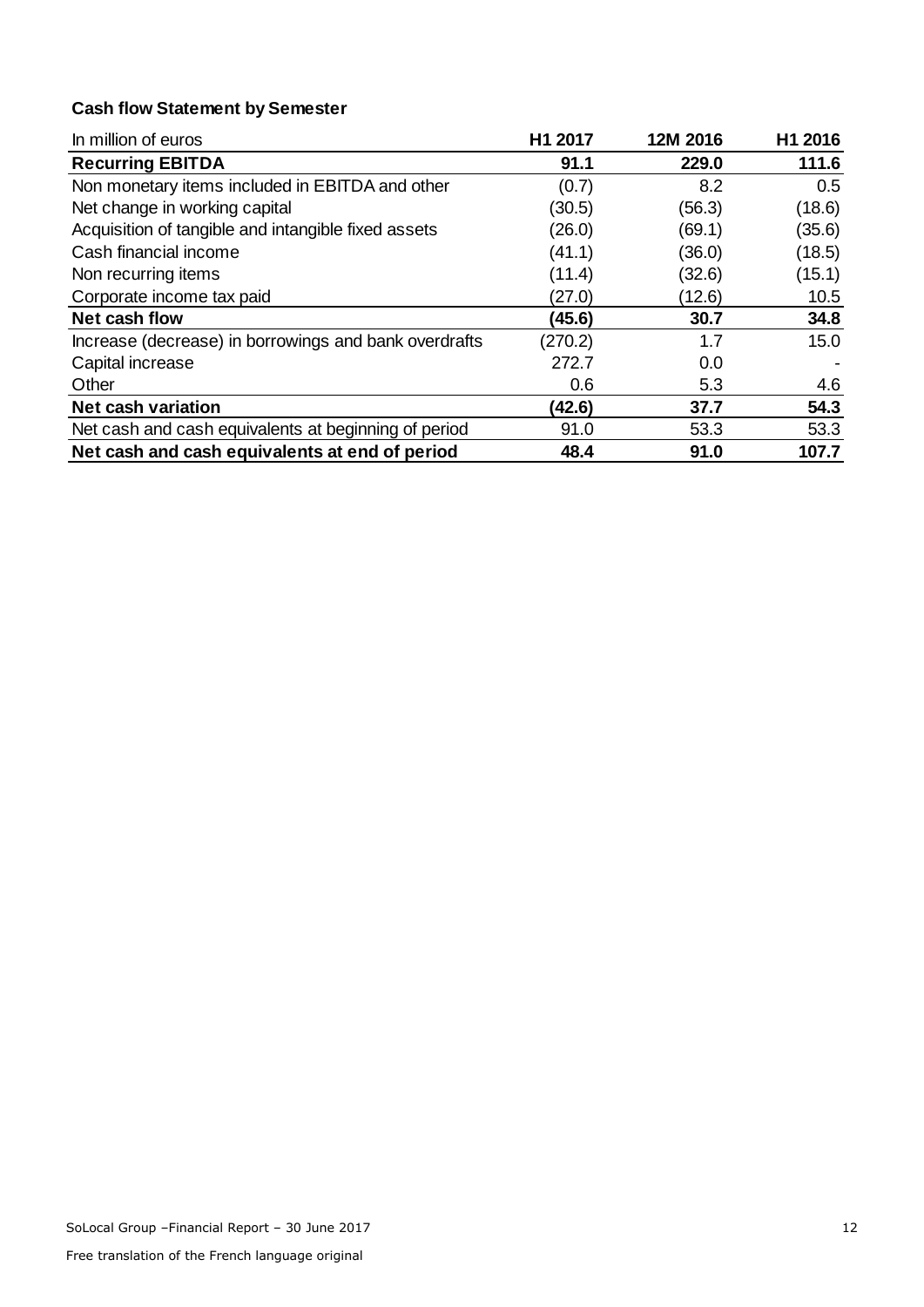**Cash flow Statement by Semester**

| In million of euros | H1 2017 | 12M 2016 | H1 2016 |
|---|---|---|---|
| **Recurring EBITDA** | **91.1** | **229.0** | **111.6** |
| Non monetary items included in EBITDA and other | (0.7) | 8.2 | 0.5 |
| Net change in working capital | (30.5) | (56.3) | (18.6) |
| Acquisition of tangible and intangible fixed assets | (26.0) | (69.1) | (35.6) |
| Cash financial income | (41.1) | (36.0) | (18.5) |
| Non recurring items | (11.4) | (32.6) | (15.1) |
| Corporate income tax paid | (27.0) | (12.6) | 10.5 |
| **Net cash flow** | **(45.6)** | **30.7** | **34.8** |
| Increase (decrease) in borrowings and bank overdrafts | (270.2) | 1.7 | 15.0 |
| Capital increase | 272.7 | 0.0 | - |
| Other | 0.6 | 5.3 | 4.6 |
| **Net cash variation** | **(42.6)** | **37.7** | **54.3** |
| Net cash and cash equivalents at beginning of period | 91.0 | 53.3 | 53.3 |
| **Net cash and cash equivalents at end of period** | **48.4** | **91.0** | **107.7** |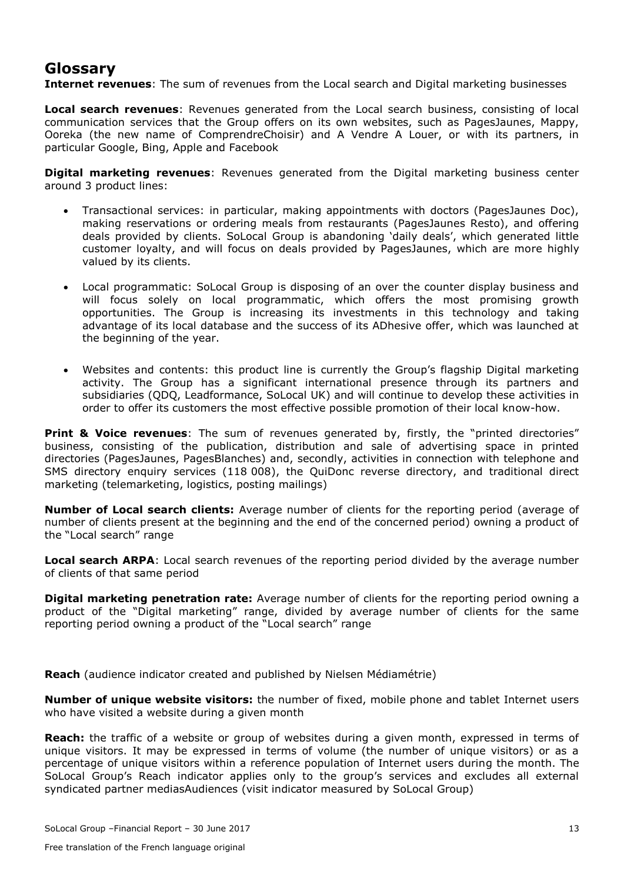# Glossary

**Internet revenues**: The sum of revenues from the Local search and Digital marketing businesses

**Local search revenues**: Revenues generated from the Local search business, consisting of local communication services that the Group offers on its own websites, such as PagesJaunes, Mappy, Ooreka (the new name of ComprendreChoisir) and A Vendre A Louer, or with its partners, in particular Google, Bing, Apple and Facebook

**Digital marketing revenues**: Revenues generated from the Digital marketing business center around 3 product lines:

- Transactional services: in particular, making appointments with doctors (PagesJaunes Doc), making reservations or ordering meals from restaurants (PagesJaunes Resto), and offering deals provided by clients. SoLocal Group is abandoning 'daily deals', which generated little customer loyalty, and will focus on deals provided by PagesJaunes, which are more highly valued by its clients.

- Local programmatic: SoLocal Group is disposing of an over the counter display business and will focus solely on local programmatic, which offers the most promising growth opportunities. The Group is increasing its investments in this technology and taking advantage of its local database and the success of its ADhesive offer, which was launched at the beginning of the year.

- Websites and contents: this product line is currently the Group's flagship Digital marketing activity. The Group has a significant international presence through its partners and subsidiaries (QDQ, Leadformance, SoLocal UK) and will continue to develop these activities in order to offer its customers the most effective possible promotion of their local know-how.

**Print & Voice revenues**: The sum of revenues generated by, firstly, the "printed directories" business, consisting of the publication, distribution and sale of advertising space in printed directories (PagesJaunes, PagesBlanches) and, secondly, activities in connection with telephone and SMS directory enquiry services (118 008), the QuiDonc reverse directory, and traditional direct marketing (telemarketing, logistics, posting mailings)

**Number of Local search clients:** Average number of clients for the reporting period (average of number of clients present at the beginning and the end of the concerned period) owning a product of the "Local search" range

**Local search ARPA**: Local search revenues of the reporting period divided by the average number of clients of that same period

**Digital marketing penetration rate:** Average number of clients for the reporting period owning a product of the "Digital marketing" range, divided by average number of clients for the same reporting period owning a product of the "Local search" range

**Reach** (audience indicator created and published by Nielsen Médiamétrie)

**Number of unique website visitors:** the number of fixed, mobile phone and tablet Internet users who have visited a website during a given month

**Reach:** the traffic of a website or group of websites during a given month, expressed in terms of unique visitors. It may be expressed in terms of volume (the number of unique visitors) or as a percentage of unique visitors within a reference population of Internet users during the month. The SoLocal Group's Reach indicator applies only to the group's services and excludes all external syndicated partner mediasAudiences (visit indicator measured by SoLocal Group)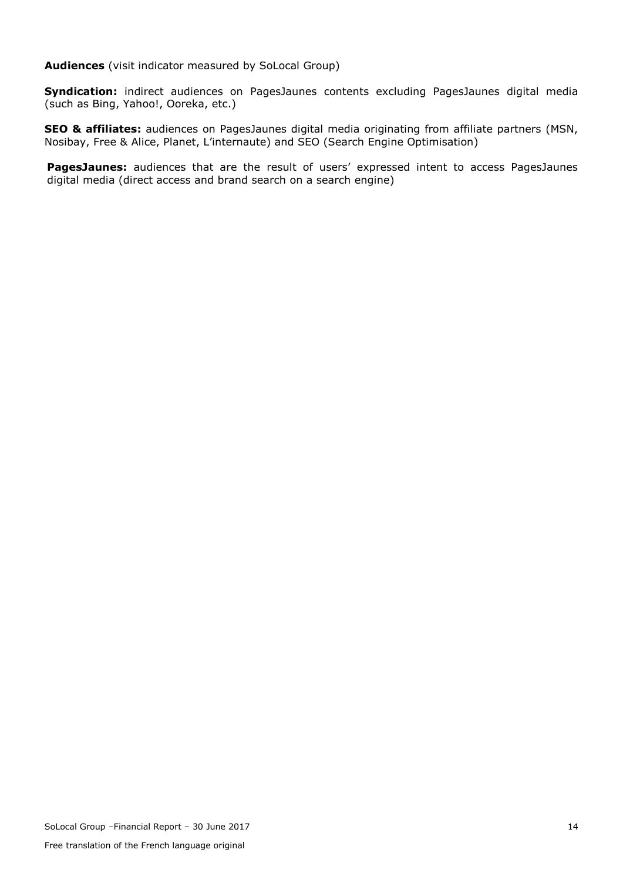**Audiences** (visit indicator measured by SoLocal Group)

**Syndication:** indirect audiences on PagesJaunes contents excluding PagesJaunes digital media (such as Bing, Yahoo!, Ooreka, etc.)

**SEO & affiliates:** audiences on PagesJaunes digital media originating from affiliate partners (MSN, Nosibay, Free & Alice, Planet, L'internaute) and SEO (Search Engine Optimisation)

**PagesJaunes:** audiences that are the result of users' expressed intent to access PagesJaunes digital media (direct access and brand search on a search engine)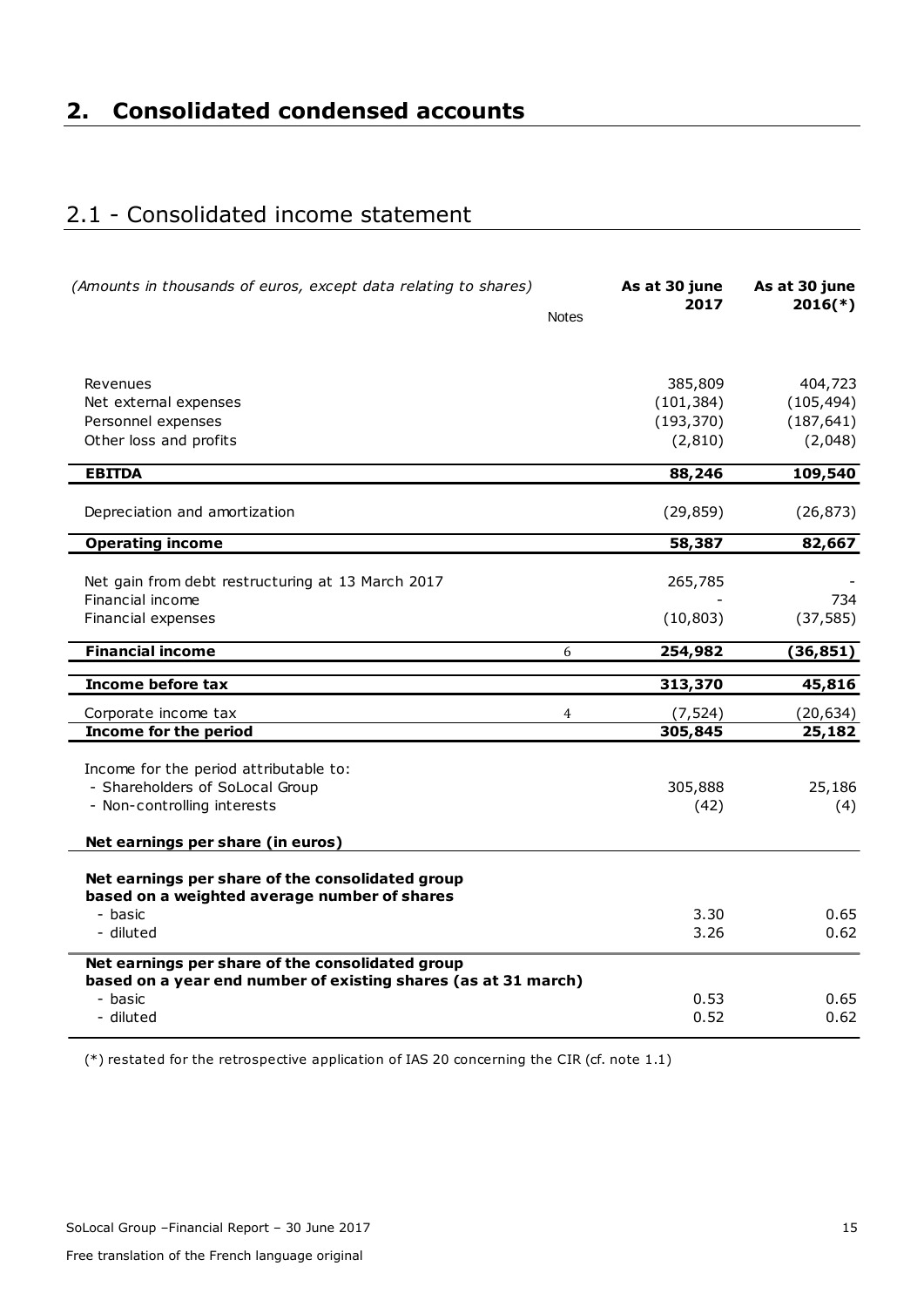# 2. Consolidated condensed accounts

## 2.1 - Consolidated income statement

| *(Amounts in thousands of euros, except data relating to shares)* | Notes | As at 30 june 2017 | As at 30 june 2016(*) |
|---|---|---|---|
| Revenues | | 385,809 | 404,723 |
| Net external expenses | | (101,384) | (105,494) |
| Personnel expenses | | (193,370) | (187,641) |
| Other loss and profits | | (2,810) | (2,048) |
| **EBITDA** | | **88,246** | **109,540** |
| Depreciation and amortization | | (29,859) | (26,873) |
| **Operating income** | | **58,387** | **82,667** |
| Net gain from debt restructuring at 13 March 2017 | | 265,785 | - |
| Financial income | | - | 734 |
| Financial expenses | | (10,803) | (37,585) |
| **Financial income** | 6 | **254,982** | **(36,851)** |
| **Income before tax** | | **313,370** | **45,816** |
| Corporate income tax | 4 | (7,524) | (20,634) |
| **Income for the period** | | **305,845** | **25,182** |
| Income for the period attributable to: | | | |
| - Shareholders of SoLocal Group | | 305,888 | 25,186 |
| - Non-controlling interests | | (42) | (4) |
| **Net earnings per share (in euros)** | | | |
| **Net earnings per share of the consolidated group based on a weighted average number of shares** | | | |
| - basic | | 3.30 | 0.65 |
| - diluted | | 3.26 | 0.62 |
| **Net earnings per share of the consolidated group based on a year end number of existing shares (as at 31 march)** | | | |
| - basic | | 0.53 | 0.65 |
| - diluted | | 0.52 | 0.62 |

(*) restated for the retrospective application of IAS 20 concerning the CIR (cf. note 1.1)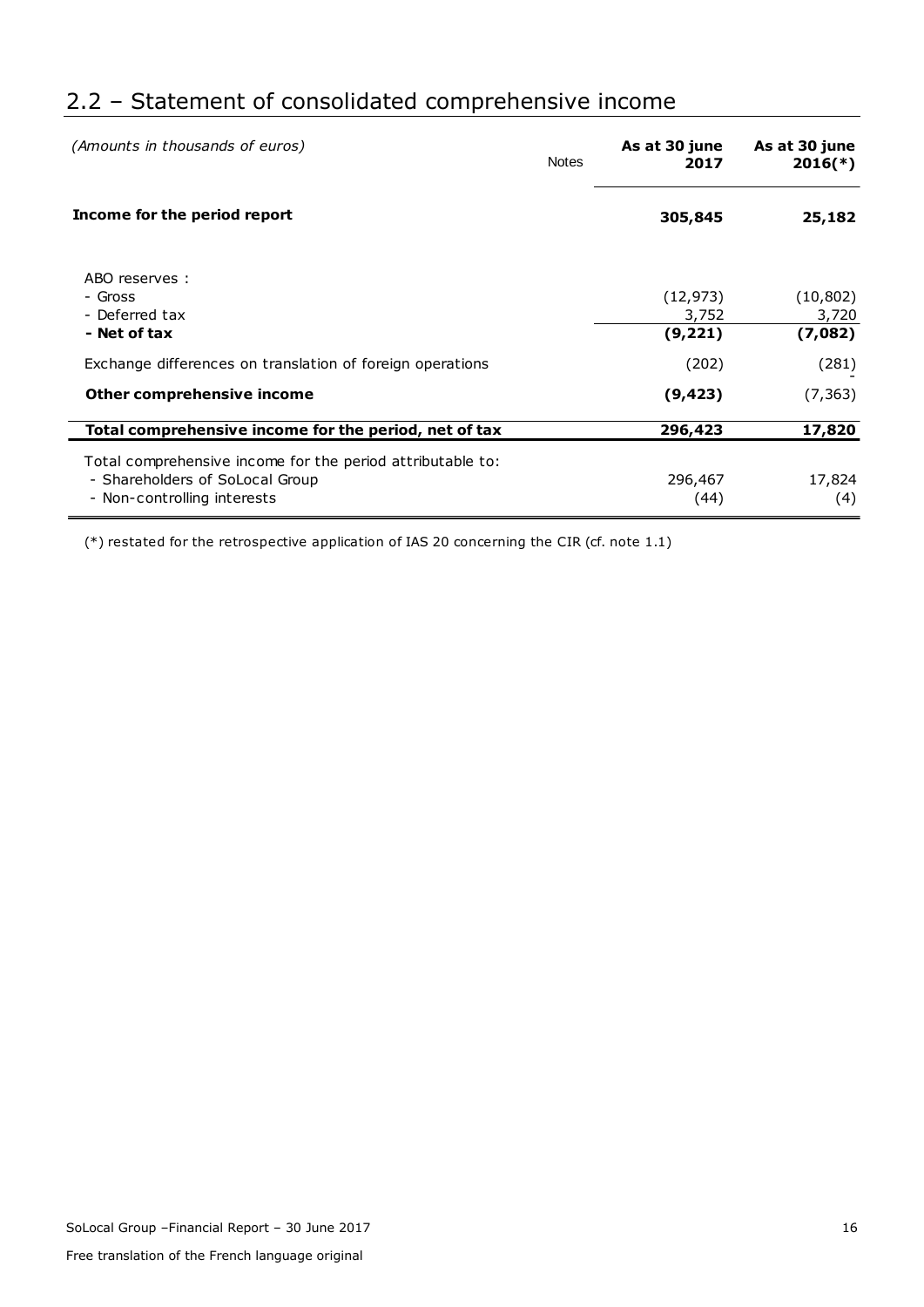## 2.2 – Statement of consolidated comprehensive income

| *(Amounts in thousands of euros)* | Notes | As at 30 june 2017 | As at 30 june 2016(*) |
|---|---|---|---|
| **Income for the period report** | | **305,845** | **25,182** |
| ABO reserves : | | | |
| - Gross | | (12,973) | (10,802) |
| - Deferred tax | | 3,752 | 3,720 |
| **- Net of tax** | | **(9,221)** | **(7,082)** |
| Exchange differences on translation of foreign operations | | (202) | (281) |
| **Other comprehensive income** | | **(9,423)** | (7,363) |
| **Total comprehensive income for the period, net of tax** | | **296,423** | **17,820** |
| Total comprehensive income for the period attributable to: | | | |
| - Shareholders of SoLocal Group | | 296,467 | 17,824 |
| - Non-controlling interests | | (44) | (4) |

(*) restated for the retrospective application of IAS 20 concerning the CIR (cf. note 1.1)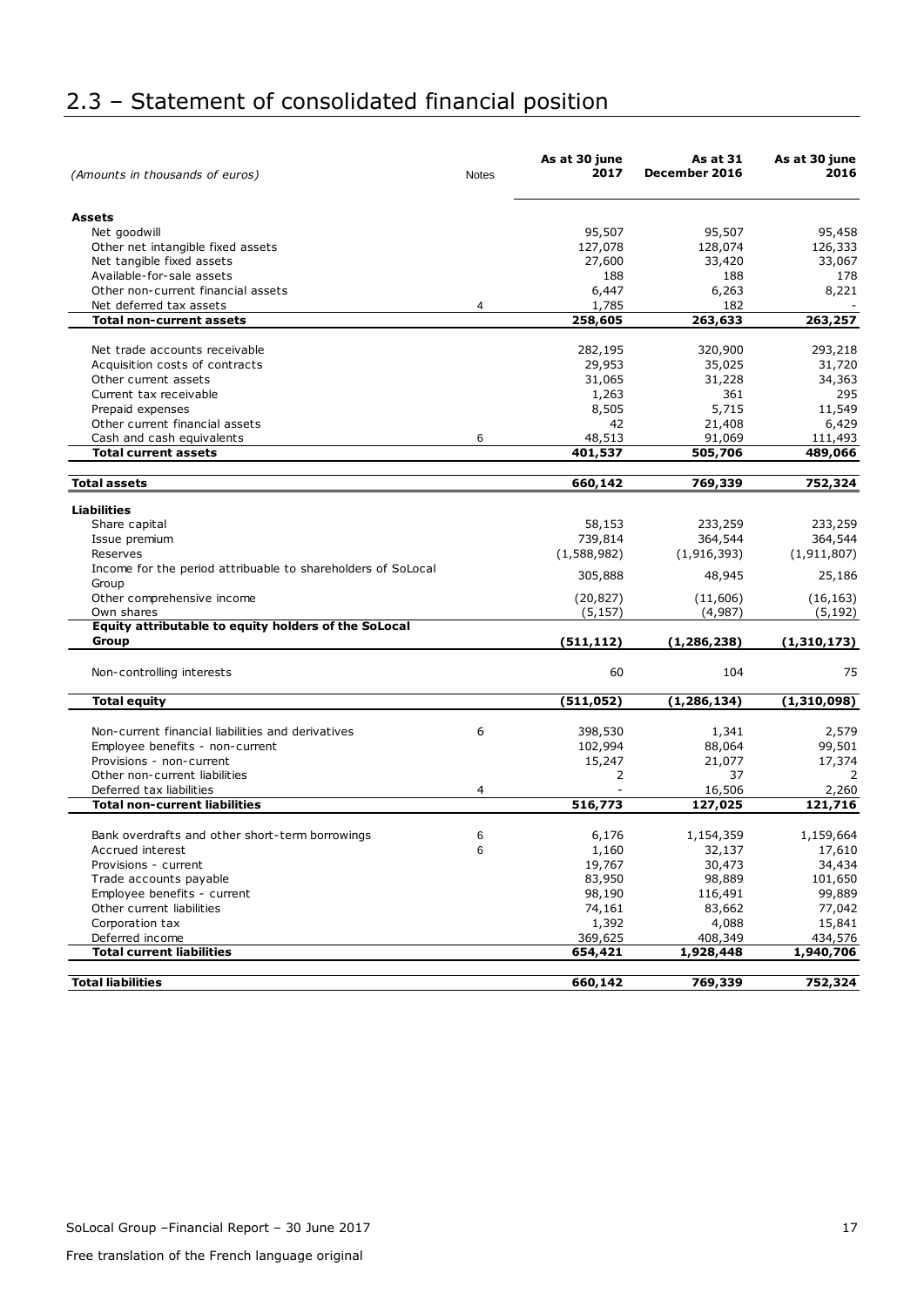## 2.3 – Statement of consolidated financial position

| *(Amounts in thousands of euros)* | Notes | As at 30 june 2017 | As at 31 December 2016 | As at 30 june 2016 |
|---|---|---|---|---|
| **Assets** | | | | |
| Net goodwill | | 95,507 | 95,507 | 95,458 |
| Other net intangible fixed assets | | 127,078 | 128,074 | 126,333 |
| Net tangible fixed assets | | 27,600 | 33,420 | 33,067 |
| Available-for-sale assets | | 188 | 188 | 178 |
| Other non-current financial assets | | 6,447 | 6,263 | 8,221 |
| Net deferred tax assets | 4 | 1,785 | 182 | - |
| **Total non-current assets** | | **258,605** | **263,633** | **263,257** |
| Net trade accounts receivable | | 282,195 | 320,900 | 293,218 |
| Acquisition costs of contracts | | 29,953 | 35,025 | 31,720 |
| Other current assets | | 31,065 | 31,228 | 34,363 |
| Current tax receivable | | 1,263 | 361 | 295 |
| Prepaid expenses | | 8,505 | 5,715 | 11,549 |
| Other current financial assets | | 42 | 21,408 | 6,429 |
| Cash and cash equivalents | 6 | 48,513 | 91,069 | 111,493 |
| **Total current assets** | | **401,537** | **505,706** | **489,066** |
| **Total assets** | | **660,142** | **769,339** | **752,324** |
| **Liabilities** | | | | |
| Share capital | | 58,153 | 233,259 | 233,259 |
| Issue premium | | 739,814 | 364,544 | 364,544 |
| Reserves | | (1,588,982) | (1,916,393) | (1,911,807) |
| Income for the period attribuable to shareholders of SoLocal Group | | 305,888 | 48,945 | 25,186 |
| Other comprehensive income | | (20,827) | (11,606) | (16,163) |
| Own shares | | (5,157) | (4,987) | (5,192) |
| **Equity attributable to equity holders of the SoLocal Group** | | **(511,112)** | **(1,286,238)** | **(1,310,173)** |
| Non-controlling interests | | 60 | 104 | 75 |
| **Total equity** | | **(511,052)** | **(1,286,134)** | **(1,310,098)** |
| Non-current financial liabilities and derivatives | 6 | 398,530 | 1,341 | 2,579 |
| Employee benefits - non-current | | 102,994 | 88,064 | 99,501 |
| Provisions - non-current | | 15,247 | 21,077 | 17,374 |
| Other non-current liabilities | | 2 | 37 | 2 |
| Deferred tax liabilities | 4 | - | 16,506 | 2,260 |
| **Total non-current liabilities** | | **516,773** | **127,025** | **121,716** |
| Bank overdrafts and other short-term borrowings | 6 | 6,176 | 1,154,359 | 1,159,664 |
| Accrued interest | 6 | 1,160 | 32,137 | 17,610 |
| Provisions - current | | 19,767 | 30,473 | 34,434 |
| Trade accounts payable | | 83,950 | 98,889 | 101,650 |
| Employee benefits - current | | 98,190 | 116,491 | 99,889 |
| Other current liabilities | | 74,161 | 83,662 | 77,042 |
| Corporation tax | | 1,392 | 4,088 | 15,841 |
| Deferred income | | 369,625 | 408,349 | 434,576 |
| **Total current liabilities** | | **654,421** | **1,928,448** | **1,940,706** |
| **Total liabilities** | | **660,142** | **769,339** | **752,324** |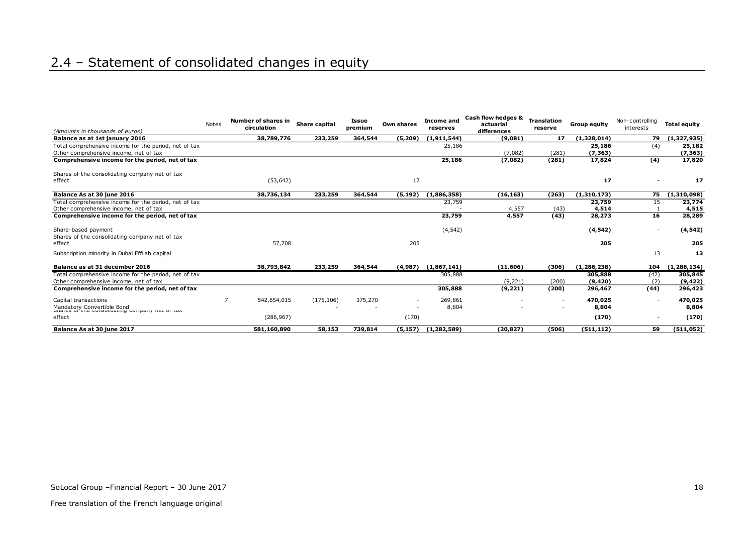## 2.4 – Statement of consolidated changes in equity

| *(Amounts in thousands of euros)* | Notes | Number of shares in circulation | Share capital | Issue premium | Own shares | Income and reserves | Cash flow hedges & actuarial differences | Translation reserve | Group equity | Non-controlling interests | Total equity |
|---|---|---|---|---|---|---|---|---|---|---|---|
| **Balance as at 1st january 2016** | | **38,789,776** | **233,259** | **364,544** | **(5,209)** | **(1,911,544)** | **(9,081)** | **17** | **(1,328,014)** | **79** | **(1,327,935)** |
| Total comprehensive income for the period, net of tax | | | | | | 25,186 | | | **25,186** | (4) | **25,182** |
| Other comprehensive income, net of tax | | | | | | | (7,082) | (281) | **(7,363)** | | **(7,363)** |
| **Comprehensive income for the period, net of tax** | | | | | | **25,186** | **(7,082)** | **(281)** | **17,824** | **(4)** | **17,820** |
| Shares of the consolidating company net of tax effect | | (53,642) | | | 17 | | | | **17** | - | **17** |
| **Balance As at 30 june 2016** | | **38,736,134** | **233,259** | **364,544** | **(5,192)** | **(1,886,358)** | **(16,163)** | **(263)** | **(1,310,173)** | **75** | **(1,310,098)** |
| Total comprehensive income for the period, net of tax | | | | | | 23,759 | | | **23,759** | 15 | **23,774** |
| Other comprehensive income, net of tax | | | | | | - | 4,557 | (43) | **4,514** | 1 | **4,515** |
| **Comprehensive income for the period, net of tax** | | | | | | **23,759** | **4,557** | **(43)** | **28,273** | **16** | **28,289** |
| Share-based payment | | | | | | (4,542) | | | **(4,542)** | - | **(4,542)** |
| Shares of the consolidating company net of tax effect | | 57,708 | | | 205 | | | | **205** | | **205** |
| Subscription minority in Dubai Effilab capital | | | | | | | | | | 13 | **13** |
| **Balance as at 31 december 2016** | | **38,793,842** | **233,259** | **364,544** | **(4,987)** | **(1,867,141)** | **(11,606)** | **(306)** | **(1,286,238)** | **104** | **(1,286,134)** |
| Total comprehensive income for the period, net of tax | | | | | | 305,888 | | | **305,888** | (42) | **305,845** |
| Other comprehensive income, net of tax | | | | | | | (9,221) | (200) | **(9,420)** | (2) | **(9,422)** |
| **Comprehensive income for the period, net of tax** | | | | | | **305,888** | **(9,221)** | **(200)** | **296,467** | **(44)** | **296,423** |
| Capital transactions | 7 | 542,654,015 | (175,106) | 375,270 | - | 269,861 | - | - | **470,025** | - | **470,025** |
| Mandatory Convertible Bond | | | - | - | - | 8,804 | - | - | **8,804** | | **8,804** |
| Shares of the consolidating company net of tax effect | | (286,967) | | | (170) | | | | **(170)** | - | **(170)** |
| **Balance As at 30 june 2017** | | **581,160,890** | **58,153** | **739,814** | **(5,157)** | **(1,282,589)** | **(20,827)** | **(506)** | **(511,112)** | **59** | **(511,052)** |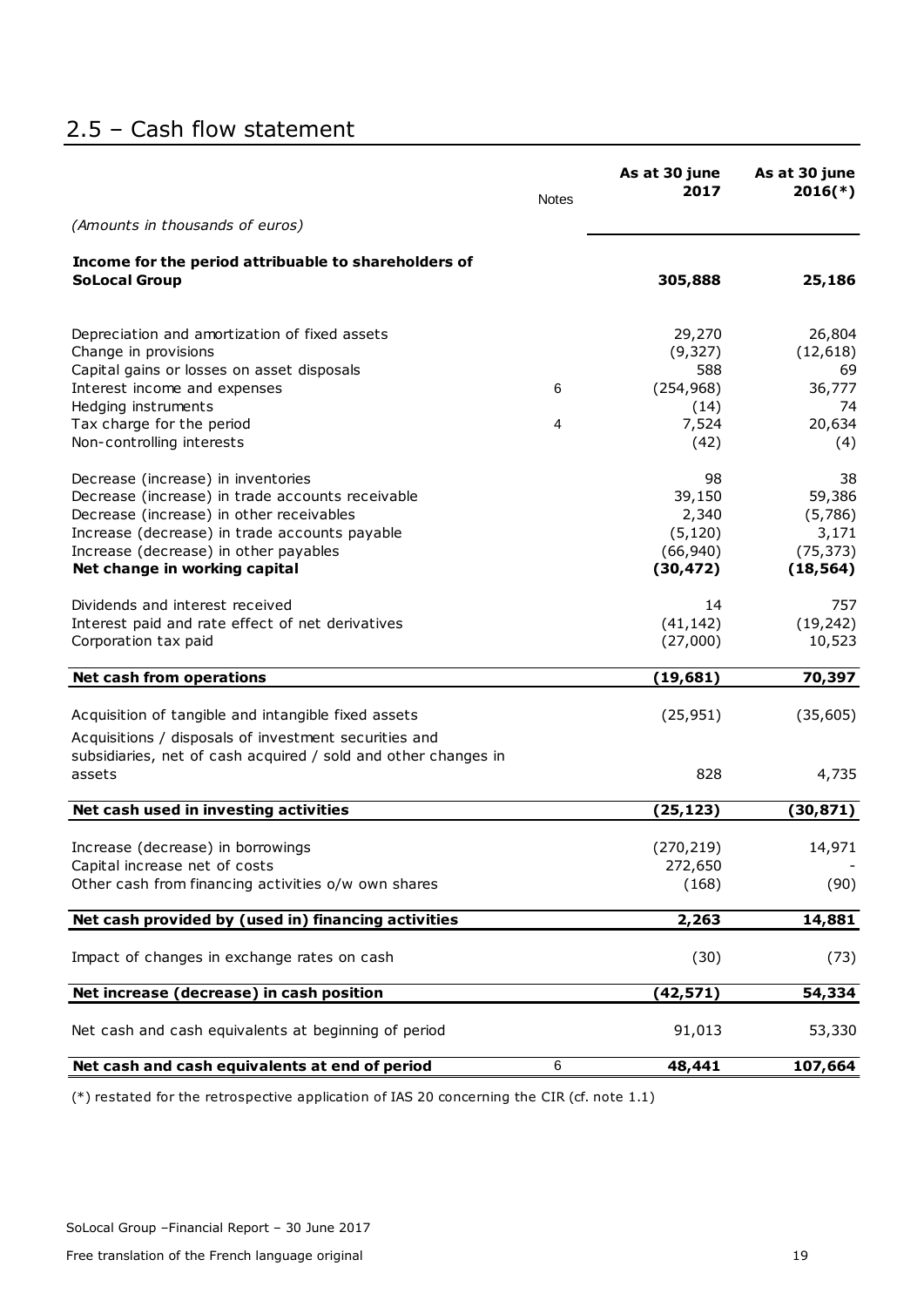## 2.5 – Cash flow statement

| *(Amounts in thousands of euros)* | Notes | As at 30 june 2017 | As at 30 june 2016(*) |
|---|---|---|---|
| **Income for the period attributable to shareholders of SoLocal Group** | | **305,888** | **25,186** |
| Depreciation and amortization of fixed assets | | 29,270 | 26,804 |
| Change in provisions | | (9,327) | (12,618) |
| Capital gains or losses on asset disposals | | 588 | 69 |
| Interest income and expenses | 6 | (254,968) | 36,777 |
| Hedging instruments | | (14) | 74 |
| Tax charge for the period | 4 | 7,524 | 20,634 |
| Non-controlling interests | | (42) | (4) |
| Decrease (increase) in inventories | | 98 | 38 |
| Decrease (increase) in trade accounts receivable | | 39,150 | 59,386 |
| Decrease (increase) in other receivables | | 2,340 | (5,786) |
| Increase (decrease) in trade accounts payable | | (5,120) | 3,171 |
| Increase (decrease) in other payables | | (66,940) | (75,373) |
| **Net change in working capital** | | **(30,472)** | **(18,564)** |
| Dividends and interest received | | 14 | 757 |
| Interest paid and rate effect of net derivatives | | (41,142) | (19,242) |
| Corporation tax paid | | (27,000) | 10,523 |
| **Net cash from operations** | | **(19,681)** | **70,397** |
| Acquisition of tangible and intangible fixed assets | | (25,951) | (35,605) |
| Acquisitions / disposals of investment securities and subsidiaries, net of cash acquired / sold and other changes in assets | | 828 | 4,735 |
| **Net cash used in investing activities** | | **(25,123)** | **(30,871)** |
| Increase (decrease) in borrowings | | (270,219) | 14,971 |
| Capital increase net of costs | | 272,650 | - |
| Other cash from financing activities o/w own shares | | (168) | (90) |
| **Net cash provided by (used in) financing activities** | | **2,263** | **14,881** |
| Impact of changes in exchange rates on cash | | (30) | (73) |
| **Net increase (decrease) in cash position** | | **(42,571)** | **54,334** |
| Net cash and cash equivalents at beginning of period | | 91,013 | 53,330 |
| **Net cash and cash equivalents at end of period** | 6 | **48,441** | **107,664** |

(*) restated for the retrospective application of IAS 20 concerning the CIR (cf. note 1.1)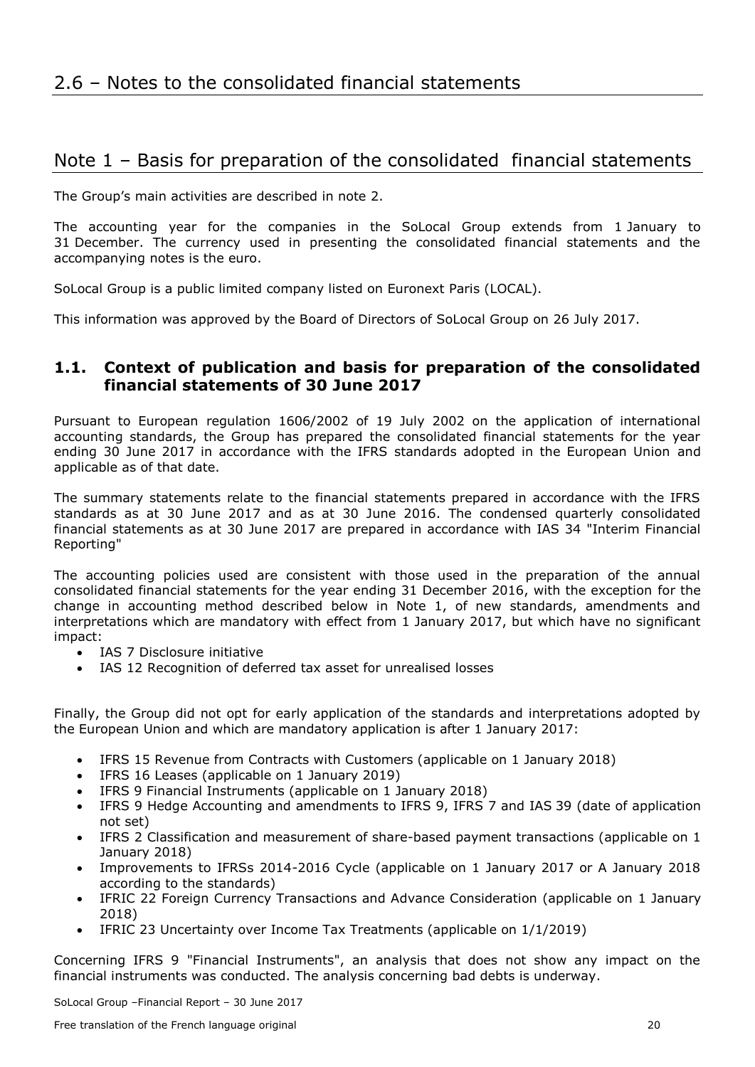# 2.6 – Notes to the consolidated financial statements

## Note 1 – Basis for preparation of the consolidated financial statements

The Group's main activities are described in note 2.

The accounting year for the companies in the SoLocal Group extends from 1 January to 31 December. The currency used in presenting the consolidated financial statements and the accompanying notes is the euro.

SoLocal Group is a public limited company listed on Euronext Paris (LOCAL).

This information was approved by the Board of Directors of SoLocal Group on 26 July 2017.

### 1.1. Context of publication and basis for preparation of the consolidated financial statements of 30 June 2017

Pursuant to European regulation 1606/2002 of 19 July 2002 on the application of international accounting standards, the Group has prepared the consolidated financial statements for the year ending 30 June 2017 in accordance with the IFRS standards adopted in the European Union and applicable as of that date.

The summary statements relate to the financial statements prepared in accordance with the IFRS standards as at 30 June 2017 and as at 30 June 2016. The condensed quarterly consolidated financial statements as at 30 June 2017 are prepared in accordance with IAS 34 "Interim Financial Reporting"

The accounting policies used are consistent with those used in the preparation of the annual consolidated financial statements for the year ending 31 December 2016, with the exception for the change in accounting method described below in Note 1, of new standards, amendments and interpretations which are mandatory with effect from 1 January 2017, but which have no significant impact:

- IAS 7 Disclosure initiative
- IAS 12 Recognition of deferred tax asset for unrealised losses

Finally, the Group did not opt for early application of the standards and interpretations adopted by the European Union and which are mandatory application is after 1 January 2017:

- IFRS 15 Revenue from Contracts with Customers (applicable on 1 January 2018)
- IFRS 16 Leases (applicable on 1 January 2019)
- IFRS 9 Financial Instruments (applicable on 1 January 2018)
- IFRS 9 Hedge Accounting and amendments to IFRS 9, IFRS 7 and IAS 39 (date of application not set)
- IFRS 2 Classification and measurement of share-based payment transactions (applicable on 1 January 2018)
- Improvements to IFRSs 2014-2016 Cycle (applicable on 1 January 2017 or A January 2018 according to the standards)
- IFRIC 22 Foreign Currency Transactions and Advance Consideration (applicable on 1 January 2018)
- IFRIC 23 Uncertainty over Income Tax Treatments (applicable on 1/1/2019)

Concerning IFRS 9 "Financial Instruments", an analysis that does not show any impact on the financial instruments was conducted. The analysis concerning bad debts is underway.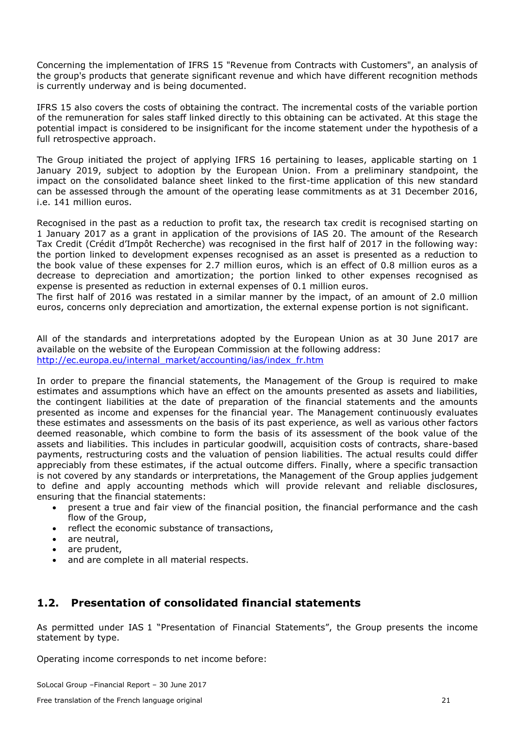Concerning the implementation of IFRS 15 "Revenue from Contracts with Customers", an analysis of the group's products that generate significant revenue and which have different recognition methods is currently underway and is being documented.

IFRS 15 also covers the costs of obtaining the contract. The incremental costs of the variable portion of the remuneration for sales staff linked directly to this obtaining can be activated. At this stage the potential impact is considered to be insignificant for the income statement under the hypothesis of a full retrospective approach.

The Group initiated the project of applying IFRS 16 pertaining to leases, applicable starting on 1 January 2019, subject to adoption by the European Union. From a preliminary standpoint, the impact on the consolidated balance sheet linked to the first-time application of this new standard can be assessed through the amount of the operating lease commitments as at 31 December 2016, i.e. 141 million euros.

Recognised in the past as a reduction to profit tax, the research tax credit is recognised starting on 1 January 2017 as a grant in application of the provisions of IAS 20. The amount of the Research Tax Credit (Crédit d'Impôt Recherche) was recognised in the first half of 2017 in the following way: the portion linked to development expenses recognised as an asset is presented as a reduction to the book value of these expenses for 2.7 million euros, which is an effect of 0.8 million euros as a decrease to depreciation and amortization; the portion linked to other expenses recognised as expense is presented as reduction in external expenses of 0.1 million euros.
The first half of 2016 was restated in a similar manner by the impact, of an amount of 2.0 million euros, concerns only depreciation and amortization, the external expense portion is not significant.

All of the standards and interpretations adopted by the European Union as at 30 June 2017 are available on the website of the European Commission at the following address: http://ec.europa.eu/internal_market/accounting/ias/index_fr.htm

In order to prepare the financial statements, the Management of the Group is required to make estimates and assumptions which have an effect on the amounts presented as assets and liabilities, the contingent liabilities at the date of preparation of the financial statements and the amounts presented as income and expenses for the financial year. The Management continuously evaluates these estimates and assessments on the basis of its past experience, as well as various other factors deemed reasonable, which combine to form the basis of its assessment of the book value of the assets and liabilities. This includes in particular goodwill, acquisition costs of contracts, share-based payments, restructuring costs and the valuation of pension liabilities. The actual results could differ appreciably from these estimates, if the actual outcome differs. Finally, where a specific transaction is not covered by any standards or interpretations, the Management of the Group applies judgement to define and apply accounting methods which will provide relevant and reliable disclosures, ensuring that the financial statements:

- present a true and fair view of the financial position, the financial performance and the cash flow of the Group,
- reflect the economic substance of transactions,
- are neutral,
- are prudent,
- and are complete in all material respects.

## 1.2. Presentation of consolidated financial statements

As permitted under IAS 1 "Presentation of Financial Statements", the Group presents the income statement by type.

Operating income corresponds to net income before: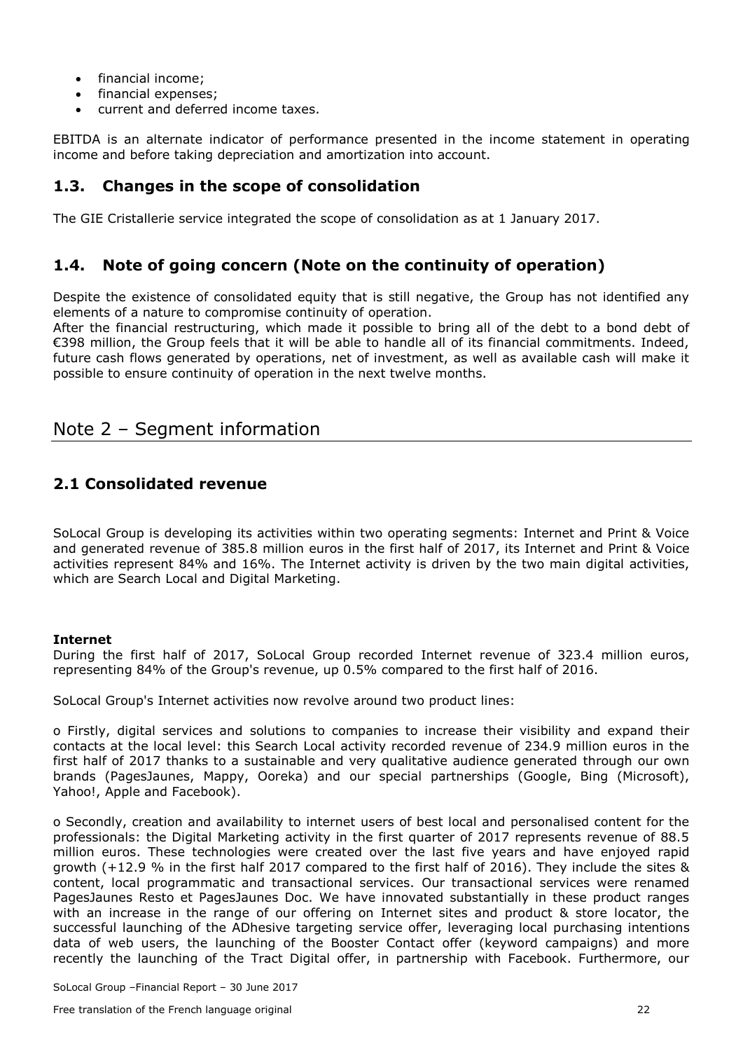- financial income;
- financial expenses;
- current and deferred income taxes.

EBITDA is an alternate indicator of performance presented in the income statement in operating income and before taking depreciation and amortization into account.

## 1.3. Changes in the scope of consolidation

The GIE Cristallerie service integrated the scope of consolidation as at 1 January 2017.

## 1.4. Note of going concern (Note on the continuity of operation)

Despite the existence of consolidated equity that is still negative, the Group has not identified any elements of a nature to compromise continuity of operation.
After the financial restructuring, which made it possible to bring all of the debt to a bond debt of €398 million, the Group feels that it will be able to handle all of its financial commitments. Indeed, future cash flows generated by operations, net of investment, as well as available cash will make it possible to ensure continuity of operation in the next twelve months.

# Note 2 – Segment information

## 2.1 Consolidated revenue

SoLocal Group is developing its activities within two operating segments: Internet and Print & Voice and generated revenue of 385.8 million euros in the first half of 2017, its Internet and Print & Voice activities represent 84% and 16%. The Internet activity is driven by the two main digital activities, which are Search Local and Digital Marketing.

**Internet**
During the first half of 2017, SoLocal Group recorded Internet revenue of 323.4 million euros, representing 84% of the Group's revenue, up 0.5% compared to the first half of 2016.

SoLocal Group's Internet activities now revolve around two product lines:

o Firstly, digital services and solutions to companies to increase their visibility and expand their contacts at the local level: this Search Local activity recorded revenue of 234.9 million euros in the first half of 2017 thanks to a sustainable and very qualitative audience generated through our own brands (PagesJaunes, Mappy, Ooreka) and our special partnerships (Google, Bing (Microsoft), Yahoo!, Apple and Facebook).

o Secondly, creation and availability to internet users of best local and personalised content for the professionals: the Digital Marketing activity in the first quarter of 2017 represents revenue of 88.5 million euros. These technologies were created over the last five years and have enjoyed rapid growth (+12.9 % in the first half 2017 compared to the first half of 2016). They include the sites & content, local programmatic and transactional services. Our transactional services were renamed PagesJaunes Resto et PagesJaunes Doc. We have innovated substantially in these product ranges with an increase in the range of our offering on Internet sites and product & store locator, the successful launching of the ADhesive targeting service offer, leveraging local purchasing intentions data of web users, the launching of the Booster Contact offer (keyword campaigns) and more recently the launching of the Tract Digital offer, in partnership with Facebook. Furthermore, our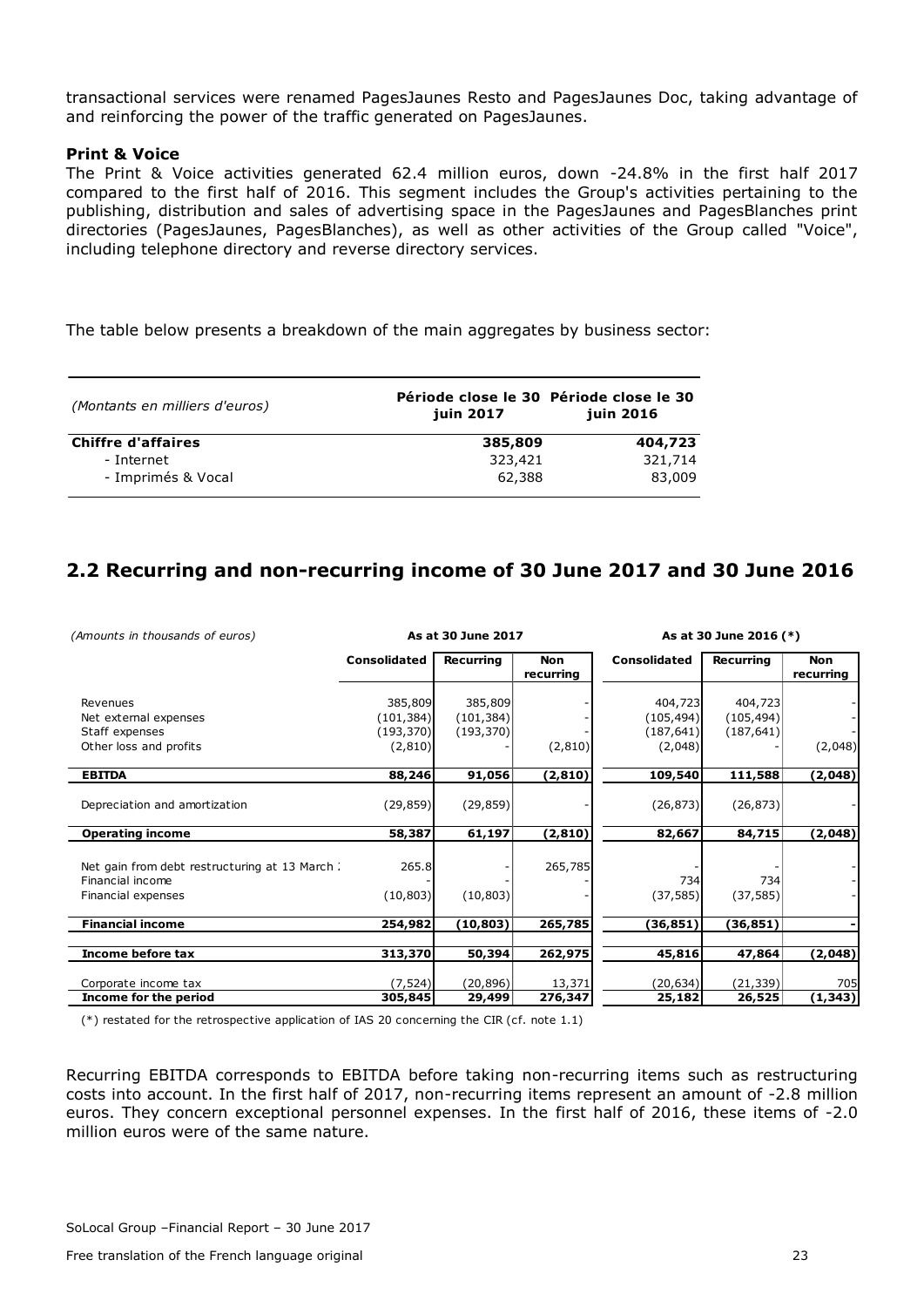transactional services were renamed PagesJaunes Resto and PagesJaunes Doc, taking advantage of and reinforcing the power of the traffic generated on PagesJaunes.

**Print & Voice**

The Print & Voice activities generated 62.4 million euros, down -24.8% in the first half 2017 compared to the first half of 2016. This segment includes the Group's activities pertaining to the publishing, distribution and sales of advertising space in the PagesJaunes and PagesBlanches print directories (PagesJaunes, PagesBlanches), as well as other activities of the Group called "Voice", including telephone directory and reverse directory services.

The table below presents a breakdown of the main aggregates by business sector:

| *(Montants en milliers d'euros)* | Période close le 30 juin 2017 | Période close le 30 juin 2016 |
|---|---|---|
| **Chiffre d'affaires** | **385,809** | **404,723** |
| - Internet | 323,421 | 321,714 |
| - Imprimés & Vocal | 62,388 | 83,009 |

## 2.2 Recurring and non-recurring income of 30 June 2017 and 30 June 2016

| *(Amounts in thousands of euros)* | As at 30 June 2017 | | | As at 30 June 2016 (*) | | |
|---|---|---|---|---|---|---|
| | Consolidated | Recurring | Non recurring | Consolidated | Recurring | Non recurring |
| Revenues | 385,809 | 385,809 | - | 404,723 | 404,723 | - |
| Net external expenses | (101,384) | (101,384) | - | (105,494) | (105,494) | - |
| Staff expenses | (193,370) | (193,370) | - | (187,641) | (187,641) | - |
| Other loss and profits | (2,810) | - | (2,810) | (2,048) | - | (2,048) |
| **EBITDA** | **88,246** | **91,056** | **(2,810)** | **109,540** | **111,588** | **(2,048)** |
| Depreciation and amortization | (29,859) | (29,859) | - | (26,873) | (26,873) | - |
| **Operating income** | **58,387** | **61,197** | **(2,810)** | **82,667** | **84,715** | **(2,048)** |
| Net gain from debt restructuring at 13 March : | 265.8 | - | 265,785 | - | - | - |
| Financial income | - | - | - | 734 | 734 | - |
| Financial expenses | (10,803) | (10,803) | - | (37,585) | (37,585) | - |
| **Financial income** | **254,982** | **(10,803)** | **265,785** | **(36,851)** | **(36,851)** | **-** |
| **Income before tax** | **313,370** | **50,394** | **262,975** | **45,816** | **47,864** | **(2,048)** |
| Corporate income tax | (7,524) | (20,896) | 13,371 | (20,634) | (21,339) | 705 |
| **Income for the period** | **305,845** | **29,499** | **276,347** | **25,182** | **26,525** | **(1,343)** |

(*) restated for the retrospective application of IAS 20 concerning the CIR (cf. note 1.1)

Recurring EBITDA corresponds to EBITDA before taking non-recurring items such as restructuring costs into account. In the first half of 2017, non-recurring items represent an amount of -2.8 million euros. They concern exceptional personnel expenses. In the first half of 2016, these items of -2.0 million euros were of the same nature.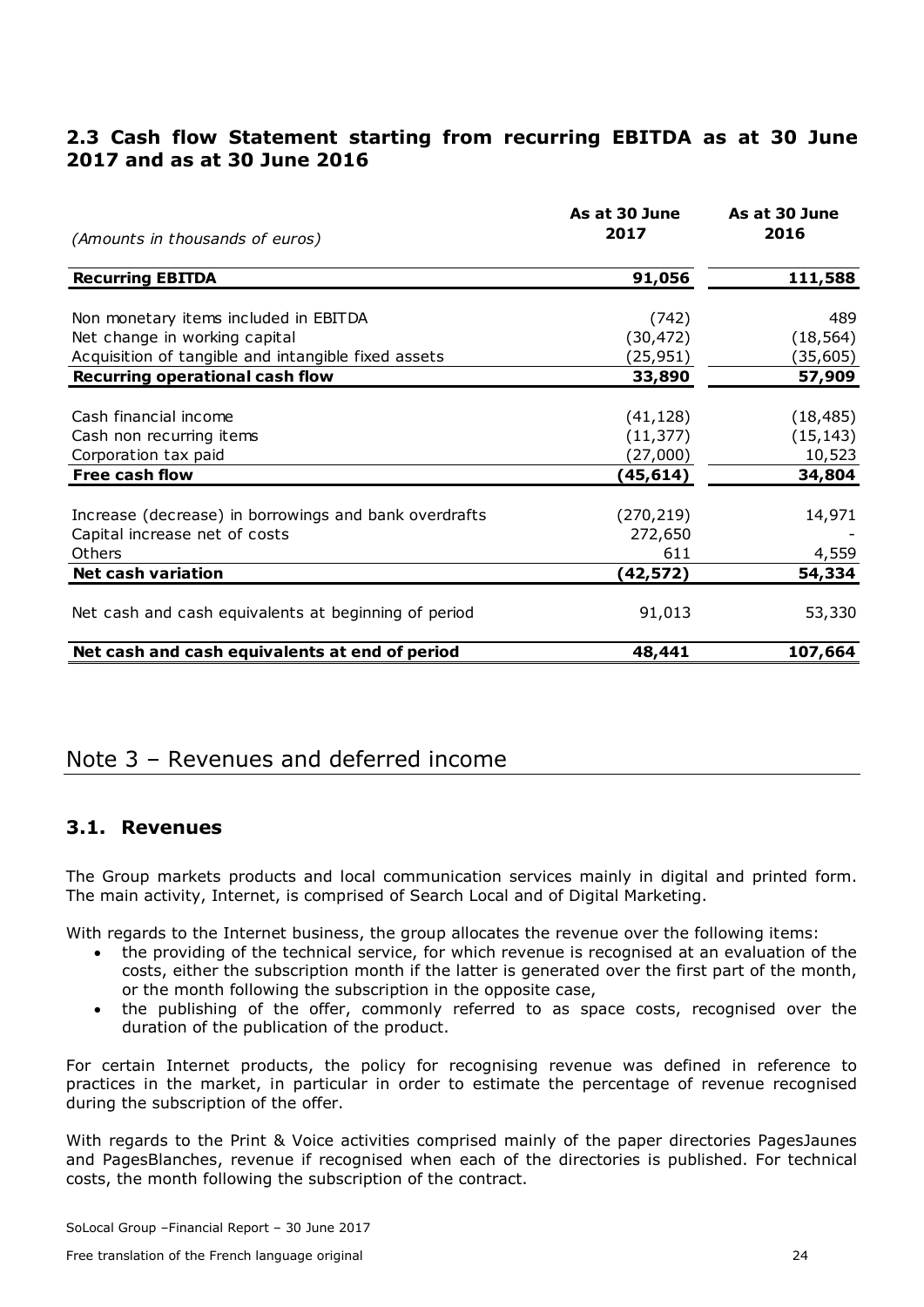## 2.3 Cash flow Statement starting from recurring EBITDA as at 30 June 2017 and as at 30 June 2016

| *(Amounts in thousands of euros)* | As at 30 June 2017 | As at 30 June 2016 |
|---|---|---|
| **Recurring EBITDA** | **91,056** | **111,588** |
| Non monetary items included in EBITDA | (742) | 489 |
| Net change in working capital | (30,472) | (18,564) |
| Acquisition of tangible and intangible fixed assets | (25,951) | (35,605) |
| **Recurring operational cash flow** | **33,890** | **57,909** |
| Cash financial income | (41,128) | (18,485) |
| Cash non recurring items | (11,377) | (15,143) |
| Corporation tax paid | (27,000) | 10,523 |
| **Free cash flow** | **(45,614)** | **34,804** |
| Increase (decrease) in borrowings and bank overdrafts | (270,219) | 14,971 |
| Capital increase net of costs | 272,650 | - |
| Others | 611 | 4,559 |
| **Net cash variation** | **(42,572)** | **54,334** |
| Net cash and cash equivalents at beginning of period | 91,013 | 53,330 |
| **Net cash and cash equivalents at end of period** | **48,441** | **107,664** |

# Note 3 – Revenues and deferred income

## 3.1. Revenues

The Group markets products and local communication services mainly in digital and printed form. The main activity, Internet, is comprised of Search Local and of Digital Marketing.

With regards to the Internet business, the group allocates the revenue over the following items:

- the providing of the technical service, for which revenue is recognised at an evaluation of the costs, either the subscription month if the latter is generated over the first part of the month, or the month following the subscription in the opposite case,
- the publishing of the offer, commonly referred to as space costs, recognised over the duration of the publication of the product.

For certain Internet products, the policy for recognising revenue was defined in reference to practices in the market, in particular in order to estimate the percentage of revenue recognised during the subscription of the offer.

With regards to the Print & Voice activities comprised mainly of the paper directories PagesJaunes and PagesBlanches, revenue if recognised when each of the directories is published. For technical costs, the month following the subscription of the contract.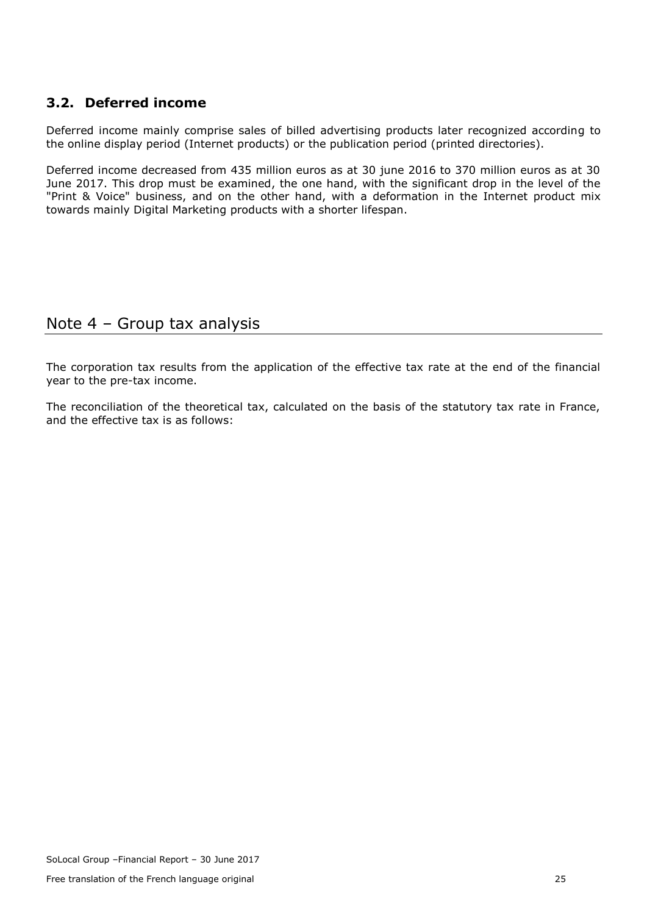### 3.2. Deferred income

Deferred income mainly comprise sales of billed advertising products later recognized according to the online display period (Internet products) or the publication period (printed directories).

Deferred income decreased from 435 million euros as at 30 june 2016 to 370 million euros as at 30 June 2017. This drop must be examined, the one hand, with the significant drop in the level of the "Print & Voice" business, and on the other hand, with a deformation in the Internet product mix towards mainly Digital Marketing products with a shorter lifespan.

## Note 4 – Group tax analysis

The corporation tax results from the application of the effective tax rate at the end of the financial year to the pre-tax income.

The reconciliation of the theoretical tax, calculated on the basis of the statutory tax rate in France, and the effective tax is as follows: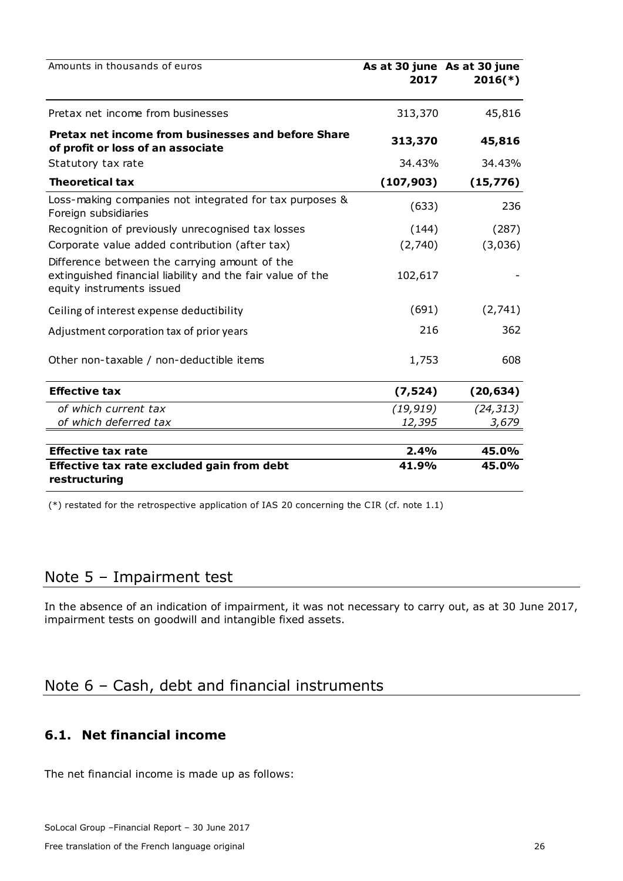| Amounts in thousands of euros | As at 30 june 2017 | As at 30 june 2016(*) |
|---|---|---|
| Pretax net income from businesses | 313,370 | 45,816 |
| **Pretax net income from businesses and before Share of profit or loss of an associate** | **313,370** | **45,816** |
| Statutory tax rate | 34.43% | 34.43% |
| **Theoretical tax** | **(107,903)** | **(15,776)** |
| Loss-making companies not integrated for tax purposes & Foreign subsidiaries | (633) | 236 |
| Recognition of previously unrecognised tax losses | (144) | (287) |
| Corporate value added contribution (after tax) | (2,740) | (3,036) |
| Difference between the carrying amount of the extinguished financial liability and the fair value of the equity instruments issued | 102,617 | - |
| Ceiling of interest expense deductibility | (691) | (2,741) |
| Adjustment corporation tax of prior years | 216 | 362 |
| Other non-taxable / non-deductible items | 1,753 | 608 |
| **Effective tax** | **(7,524)** | **(20,634)** |
| *of which current tax* | *(19,919)* | *(24,313)* |
| *of which deferred tax* | *12,395* | *3,679* |
| **Effective tax rate** | **2.4%** | **45.0%** |
| **Effective tax rate excluded gain from debt restructuring** | **41.9%** | **45.0%** |

(*) restated for the retrospective application of IAS 20 concerning the CIR (cf. note 1.1)

# Note 5 – Impairment test

In the absence of an indication of impairment, it was not necessary to carry out, as at 30 June 2017, impairment tests on goodwill and intangible fixed assets.

# Note 6 – Cash, debt and financial instruments

## 6.1. Net financial income

The net financial income is made up as follows: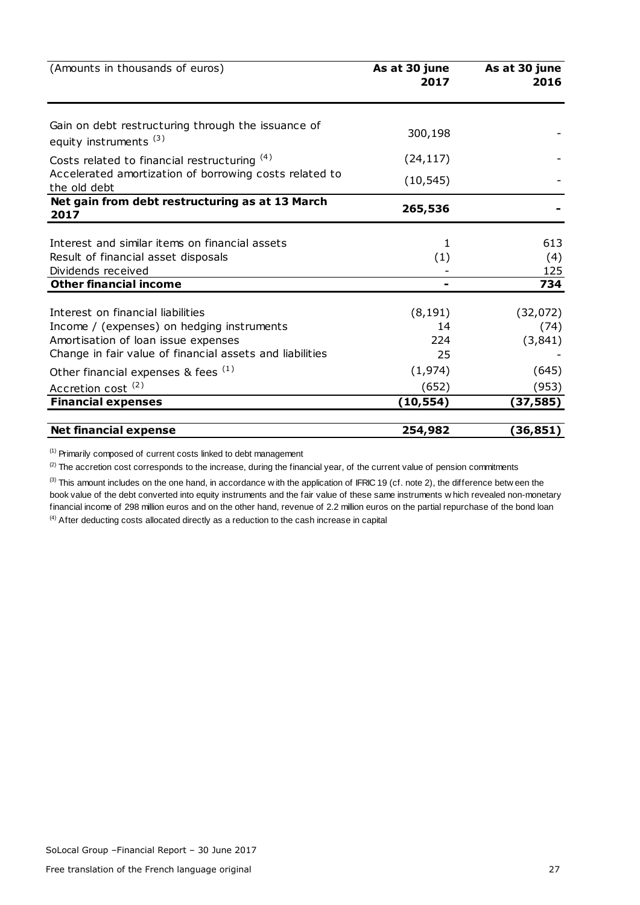| (Amounts in thousands of euros) | As at 30 june 2017 | As at 30 june 2016 |
|---|---|---|
| Gain on debt restructuring through the issuance of equity instruments [3] | 300,198 | - |
| Costs related to financial restructuring [4] | (24,117) | - |
| Accelerated amortization of borrowing costs related to the old debt | (10,545) | - |
| **Net gain from debt restructuring as at 13 March 2017** | **265,536** | **-** |
| Interest and similar items on financial assets | 1 | 613 |
| Result of financial asset disposals | (1) | (4) |
| Dividends received | - | 125 |
| **Other financial income** | **-** | **734** |
| Interest on financial liabilities | (8,191) | (32,072) |
| Income / (expenses) on hedging instruments | 14 | (74) |
| Amortisation of loan issue expenses | 224 | (3,841) |
| Change in fair value of financial assets and liabilities | 25 | - |
| Other financial expenses & fees [1] | (1,974) | (645) |
| Accretion cost [2] | (652) | (953) |
| **Financial expenses** | **(10,554)** | **(37,585)** |
| **Net financial expense** | **254,982** | **(36,851)** |

[1] Primarily composed of current costs linked to debt management

[2] The accretion cost corresponds to the increase, during the financial year, of the current value of pension commitments

[3] This amount includes on the one hand, in accordance with the application of IFRIC 19 (cf. note 2), the difference between the book value of the debt converted into equity instruments and the fair value of these same instruments which revealed non-monetary financial income of 298 million euros and on the other hand, revenue of 2.2 million euros on the partial repurchase of the bond loan

[4] After deducting costs allocated directly as a reduction to the cash increase in capital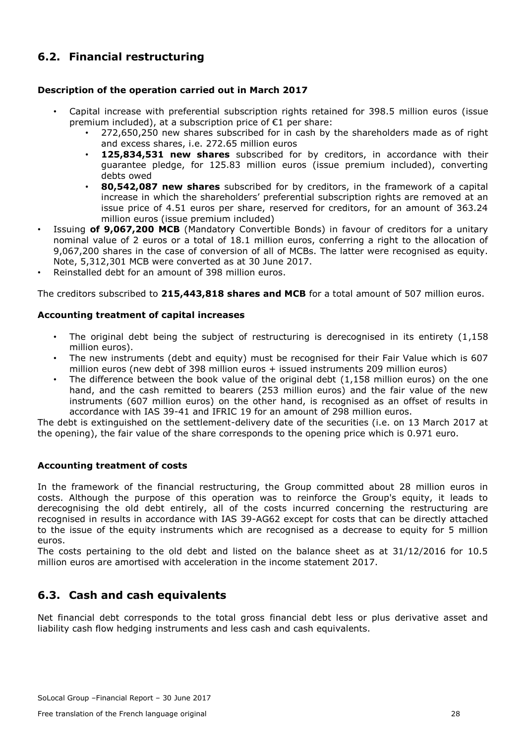## 6.2. Financial restructuring

**Description of the operation carried out in March 2017**

- Capital increase with preferential subscription rights retained for 398.5 million euros (issue premium included), at a subscription price of €1 per share:
  - 272,650,250 new shares subscribed for in cash by the shareholders made as of right and excess shares, i.e. 272.65 million euros
  - **125,834,531 new shares** subscribed for by creditors, in accordance with their guarantee pledge, for 125.83 million euros (issue premium included), converting debts owed
  - **80,542,087 new shares** subscribed for by creditors, in the framework of a capital increase in which the shareholders' preferential subscription rights are removed at an issue price of 4.51 euros per share, reserved for creditors, for an amount of 363.24 million euros (issue premium included)
- Issuing **of 9,067,200 MCB** (Mandatory Convertible Bonds) in favour of creditors for a unitary nominal value of 2 euros or a total of 18.1 million euros, conferring a right to the allocation of 9,067,200 shares in the case of conversion of all of MCBs. The latter were recognised as equity. Note, 5,312,301 MCB were converted as at 30 June 2017.
- Reinstalled debt for an amount of 398 million euros.

The creditors subscribed to **215,443,818 shares and MCB** for a total amount of 507 million euros.

**Accounting treatment of capital increases**

- The original debt being the subject of restructuring is derecognised in its entirety (1,158 million euros).
- The new instruments (debt and equity) must be recognised for their Fair Value which is 607 million euros (new debt of 398 million euros + issued instruments 209 million euros)
- The difference between the book value of the original debt (1,158 million euros) on the one hand, and the cash remitted to bearers (253 million euros) and the fair value of the new instruments (607 million euros) on the other hand, is recognised as an offset of results in accordance with IAS 39-41 and IFRIC 19 for an amount of 298 million euros.

The debt is extinguished on the settlement-delivery date of the securities (i.e. on 13 March 2017 at the opening), the fair value of the share corresponds to the opening price which is 0.971 euro.

**Accounting treatment of costs**

In the framework of the financial restructuring, the Group committed about 28 million euros in costs. Although the purpose of this operation was to reinforce the Group's equity, it leads to derecognising the old debt entirely, all of the costs incurred concerning the restructuring are recognised in results in accordance with IAS 39-AG62 except for costs that can be directly attached to the issue of the equity instruments which are recognised as a decrease to equity for 5 million euros.

The costs pertaining to the old debt and listed on the balance sheet as at 31/12/2016 for 10.5 million euros are amortised with acceleration in the income statement 2017.

## 6.3. Cash and cash equivalents

Net financial debt corresponds to the total gross financial debt less or plus derivative asset and liability cash flow hedging instruments and less cash and cash equivalents.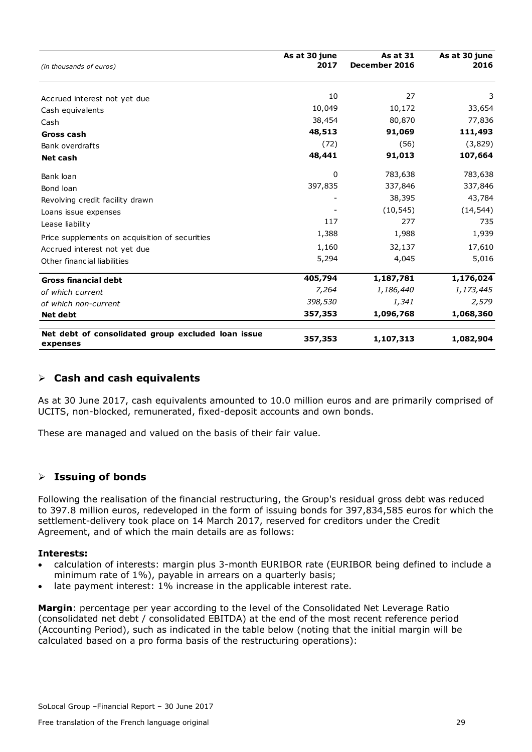| *(in thousands of euros)* | As at 30 june 2017 | As at 31 December 2016 | As at 30 june 2016 |
|---|---|---|---|
| Accrued interest not yet due | 10 | 27 | 3 |
| Cash equivalents | 10,049 | 10,172 | 33,654 |
| Cash | 38,454 | 80,870 | 77,836 |
| **Gross cash** | **48,513** | **91,069** | **111,493** |
| Bank overdrafts | (72) | (56) | (3,829) |
| **Net cash** | **48,441** | **91,013** | **107,664** |
| Bank loan | 0 | 783,638 | 783,638 |
| Bond loan | 397,835 | 337,846 | 337,846 |
| Revolving credit facility drawn | - | 38,395 | 43,784 |
| Loans issue expenses | - | (10,545) | (14,544) |
| Lease liability | 117 | 277 | 735 |
| Price supplements on acquisition of securities | 1,388 | 1,988 | 1,939 |
| Accrued interest not yet due | 1,160 | 32,137 | 17,610 |
| Other financial liabilities | 5,294 | 4,045 | 5,016 |
| **Gross financial debt** | **405,794** | **1,187,781** | **1,176,024** |
| *of which current* | *7,264* | *1,186,440* | *1,173,445* |
| *of which non-current* | *398,530* | *1,341* | *2,579* |
| **Net debt** | **357,353** | **1,096,768** | **1,068,360** |
| **Net debt of consolidated group excluded loan issue expenses** | **357,353** | **1,107,313** | **1,082,904** |

## ➢ Cash and cash equivalents

As at 30 June 2017, cash equivalents amounted to 10.0 million euros and are primarily comprised of UCITS, non-blocked, remunerated, fixed-deposit accounts and own bonds.

These are managed and valued on the basis of their fair value.

## ➢ Issuing of bonds

Following the realisation of the financial restructuring, the Group's residual gross debt was reduced to 397.8 million euros, redeveloped in the form of issuing bonds for 397,834,585 euros for which the settlement-delivery took place on 14 March 2017, reserved for creditors under the Credit Agreement, and of which the main details are as follows:

**Interests:**

- calculation of interests: margin plus 3-month EURIBOR rate (EURIBOR being defined to include a minimum rate of 1%), payable in arrears on a quarterly basis;
- late payment interest: 1% increase in the applicable interest rate.

**Margin**: percentage per year according to the level of the Consolidated Net Leverage Ratio (consolidated net debt / consolidated EBITDA) at the end of the most recent reference period (Accounting Period), such as indicated in the table below (noting that the initial margin will be calculated based on a pro forma basis of the restructuring operations):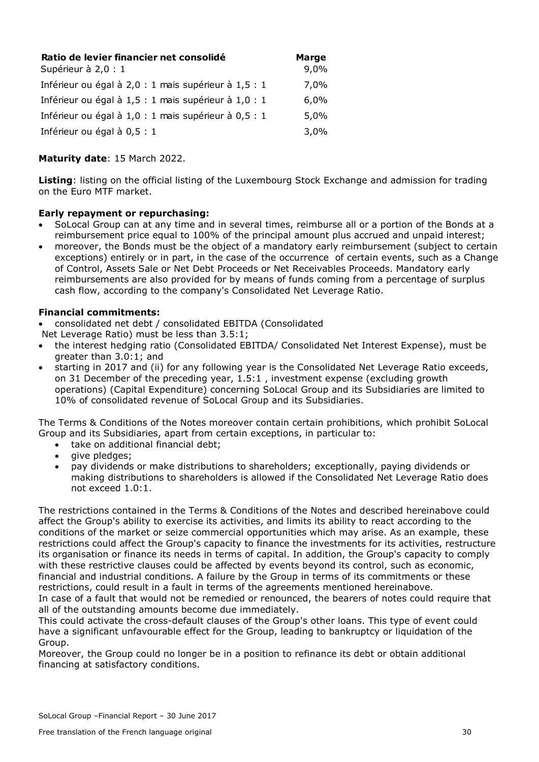| Ratio de levier financier net consolidé | Marge |
| --- | --- |
| Supérieur à 2,0 : 1 | 9,0% |
| Inférieur ou égal à 2,0 : 1 mais supérieur à 1,5 : 1 | 7,0% |
| Inférieur ou égal à 1,5 : 1 mais supérieur à 1,0 : 1 | 6,0% |
| Inférieur ou égal à 1,0 : 1 mais supérieur à 0,5 : 1 | 5,0% |
| Inférieur ou égal à 0,5 : 1 | 3,0% |

**Maturity date**: 15 March 2022.

**Listing**: listing on the official listing of the Luxembourg Stock Exchange and admission for trading on the Euro MTF market.

**Early repayment or repurchasing:**

- SoLocal Group can at any time and in several times, reimburse all or a portion of the Bonds at a reimbursement price equal to 100% of the principal amount plus accrued and unpaid interest;
- moreover, the Bonds must be the object of a mandatory early reimbursement (subject to certain exceptions) entirely or in part, in the case of the occurrence of certain events, such as a Change of Control, Assets Sale or Net Debt Proceeds or Net Receivables Proceeds. Mandatory early reimbursements are also provided for by means of funds coming from a percentage of surplus cash flow, according to the company's Consolidated Net Leverage Ratio.

**Financial commitments:**

- consolidated net debt / consolidated EBITDA (Consolidated Net Leverage Ratio) must be less than 3.5:1;
- the interest hedging ratio (Consolidated EBITDA/ Consolidated Net Interest Expense), must be greater than 3.0:1; and
- starting in 2017 and (ii) for any following year is the Consolidated Net Leverage Ratio exceeds, on 31 December of the preceding year, 1.5:1 , investment expense (excluding growth operations) (Capital Expenditure) concerning SoLocal Group and its Subsidiaries are limited to 10% of consolidated revenue of SoLocal Group and its Subsidiaries.

The Terms & Conditions of the Notes moreover contain certain prohibitions, which prohibit SoLocal Group and its Subsidiaries, apart from certain exceptions, in particular to:

- take on additional financial debt;
- give pledges;
- pay dividends or make distributions to shareholders; exceptionally, paying dividends or making distributions to shareholders is allowed if the Consolidated Net Leverage Ratio does not exceed 1.0:1.

The restrictions contained in the Terms & Conditions of the Notes and described hereinabove could affect the Group's ability to exercise its activities, and limits its ability to react according to the conditions of the market or seize commercial opportunities which may arise. As an example, these restrictions could affect the Group's capacity to finance the investments for its activities, restructure its organisation or finance its needs in terms of capital. In addition, the Group's capacity to comply with these restrictive clauses could be affected by events beyond its control, such as economic, financial and industrial conditions. A failure by the Group in terms of its commitments or these restrictions, could result in a fault in terms of the agreements mentioned hereinabove.
In case of a fault that would not be remedied or renounced, the bearers of notes could require that all of the outstanding amounts become due immediately.
This could activate the cross-default clauses of the Group's other loans. This type of event could have a significant unfavourable effect for the Group, leading to bankruptcy or liquidation of the Group.
Moreover, the Group could no longer be in a position to refinance its debt or obtain additional financing at satisfactory conditions.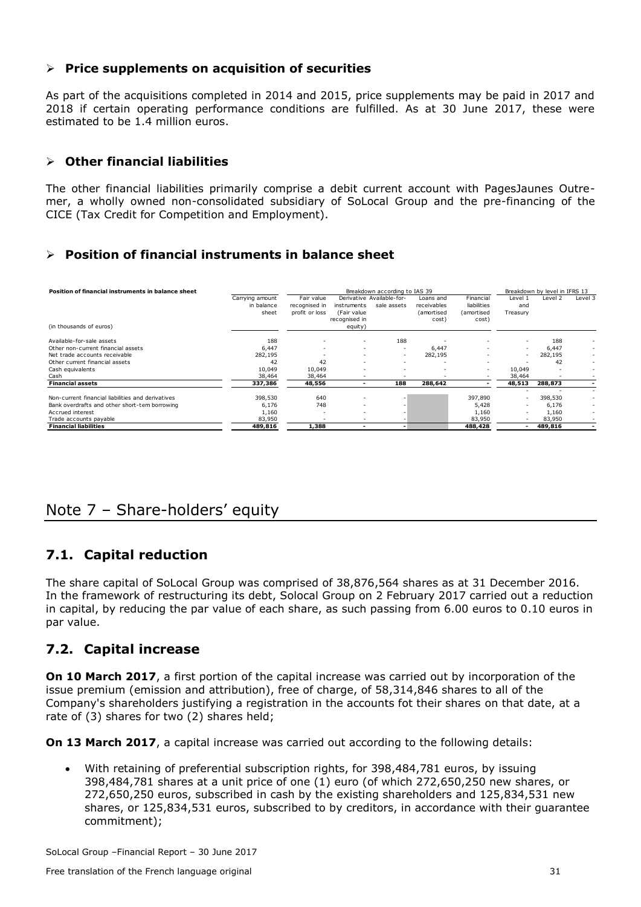## ➢ **Price supplements on acquisition of securities**

As part of the acquisitions completed in 2014 and 2015, price supplements may be paid in 2017 and 2018 if certain operating performance conditions are fulfilled. As at 30 June 2017, these were estimated to be 1.4 million euros.

## ➢ **Other financial liabilities**

The other financial liabilities primarily comprise a debit current account with PagesJaunes Outre-mer, a wholly owned non-consolidated subsidiary of SoLocal Group and the pre-financing of the CICE (Tax Credit for Competition and Employment).

## ➢ **Position of financial instruments in balance sheet**

| **Position of financial instruments in balance sheet** | | Breakdown according to IAS 39 | | | | | Breakdown by level in IFRS 13 | | |
|---|---|---|---|---|---|---|---|---|---|
| (in thousands of euros) | Carrying amount in balance sheet | Fair value recognised in profit or loss | Derivative instruments (Fair value recognised in equity) | Available-for-sale assets | Loans and receivables (amortised cost) | Financial liabilities (amortised cost) | Level 1 and Treasury | Level 2 | Level 3 |
| Available-for-sale assets | 188 | - | - | 188 | - | - | - | 188 | - |
| Other non-current financial assets | 6,447 | - | - | - | 6,447 | - | - | 6,447 | - |
| Net trade accounts receivable | 282,195 | - | - | - | 282,195 | - | - | 282,195 | - |
| Other current financial assets | 42 | 42 | - | - | - | - | - | 42 | - |
| Cash equivalents | 10,049 | 10,049 | - | - | - | - | 10,049 | - | - |
| Cash | 38,464 | 38,464 | - | - | - | - | 38,464 | - | - |
| **Financial assets** | **337,386** | **48,556** | **-** | **188** | **288,642** | **-** | **48,513** | **288,873** | **-** |
| | | | | | | | - | - | - |
| Non-current financial liabilities and derivatives | 398,530 | 640 | - | - | | 397,890 | - | 398,530 | - |
| Bank overdrafts and other short-tem borrowing | 6,176 | 748 | - | - | | 5,428 | - | 6,176 | - |
| Accrued interest | 1,160 | - | - | - | | 1,160 | - | 1,160 | - |
| Trade accounts payable | 83,950 | - | - | - | | 83,950 | - | 83,950 | - |
| **Financial liabilities** | **489,816** | **1,388** | **-** | **-** | | **488,428** | **-** | **489,816** | **-** |

# Note 7 – Share-holders' equity

## 7.1. Capital reduction

The share capital of SoLocal Group was comprised of 38,876,564 shares as at 31 December 2016. In the framework of restructuring its debt, Solocal Group on 2 February 2017 carried out a reduction in capital, by reducing the par value of each share, as such passing from 6.00 euros to 0.10 euros in par value.

## 7.2. Capital increase

**On 10 March 2017**, a first portion of the capital increase was carried out by incorporation of the issue premium (emission and attribution), free of charge, of 58,314,846 shares to all of the Company's shareholders justifying a registration in the accounts fot their shares on that date, at a rate of (3) shares for two (2) shares held;

**On 13 March 2017**, a capital increase was carried out according to the following details:

- With retaining of preferential subscription rights, for 398,484,781 euros, by issuing 398,484,781 shares at a unit price of one (1) euro (of which 272,650,250 new shares, or 272,650,250 euros, subscribed in cash by the existing shareholders and 125,834,531 new shares, or 125,834,531 euros, subscribed to by creditors, in accordance with their guarantee commitment);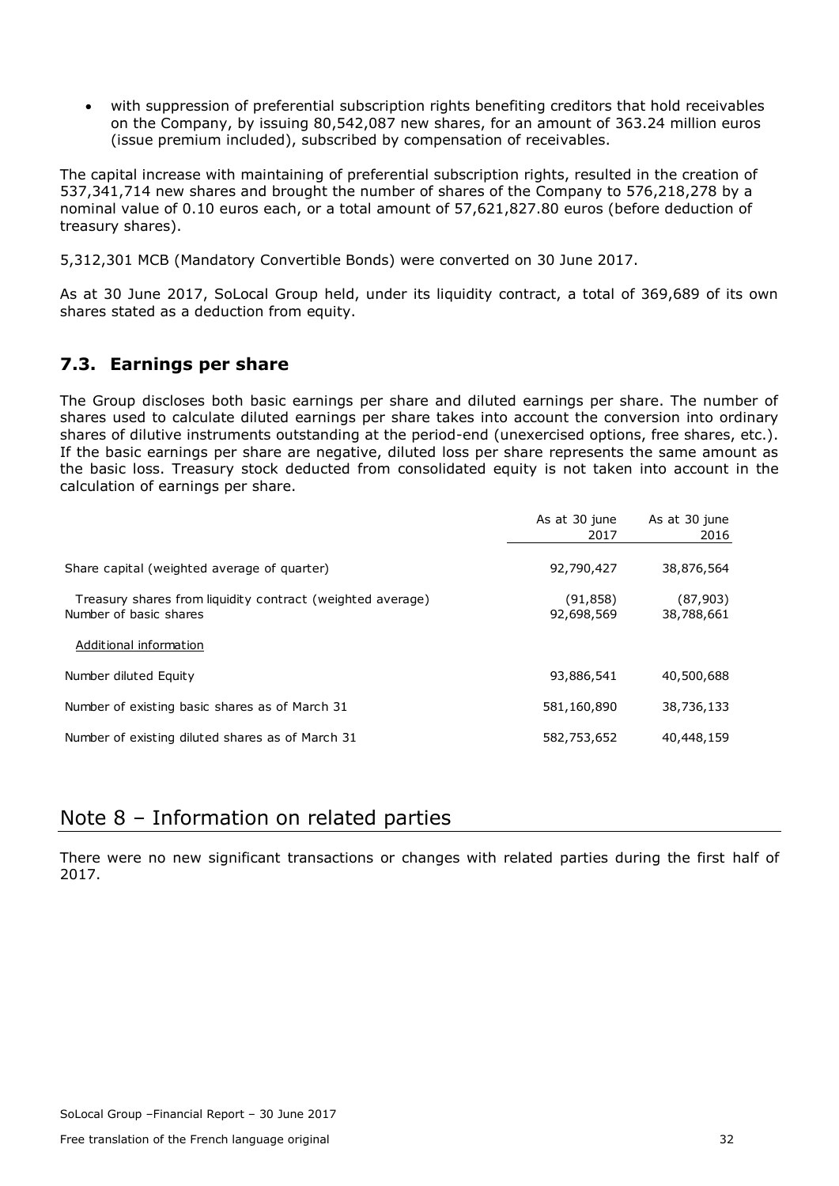- with suppression of preferential subscription rights benefiting creditors that hold receivables on the Company, by issuing 80,542,087 new shares, for an amount of 363.24 million euros (issue premium included), subscribed by compensation of receivables.

The capital increase with maintaining of preferential subscription rights, resulted in the creation of 537,341,714 new shares and brought the number of shares of the Company to 576,218,278 by a nominal value of 0.10 euros each, or a total amount of 57,621,827.80 euros (before deduction of treasury shares).

5,312,301 MCB (Mandatory Convertible Bonds) were converted on 30 June 2017.

As at 30 June 2017, SoLocal Group held, under its liquidity contract, a total of 369,689 of its own shares stated as a deduction from equity.

## 7.3. Earnings per share

The Group discloses both basic earnings per share and diluted earnings per share. The number of shares used to calculate diluted earnings per share takes into account the conversion into ordinary shares of dilutive instruments outstanding at the period-end (unexercised options, free shares, etc.). If the basic earnings per share are negative, diluted loss per share represents the same amount as the basic loss. Treasury stock deducted from consolidated equity is not taken into account in the calculation of earnings per share.

| | As at 30 june 2017 | As at 30 june 2016 |
|---|---|---|
| Share capital (weighted average of quarter) | 92,790,427 | 38,876,564 |
| Treasury shares from liquidity contract (weighted average) | (91,858) | (87,903) |
| Number of basic shares | 92,698,569 | 38,788,661 |
| Additional information | | |
| Number diluted Equity | 93,886,541 | 40,500,688 |
| Number of existing basic shares as of March 31 | 581,160,890 | 38,736,133 |
| Number of existing diluted shares as of March 31 | 582,753,652 | 40,448,159 |

# Note 8 – Information on related parties

There were no new significant transactions or changes with related parties during the first half of 2017.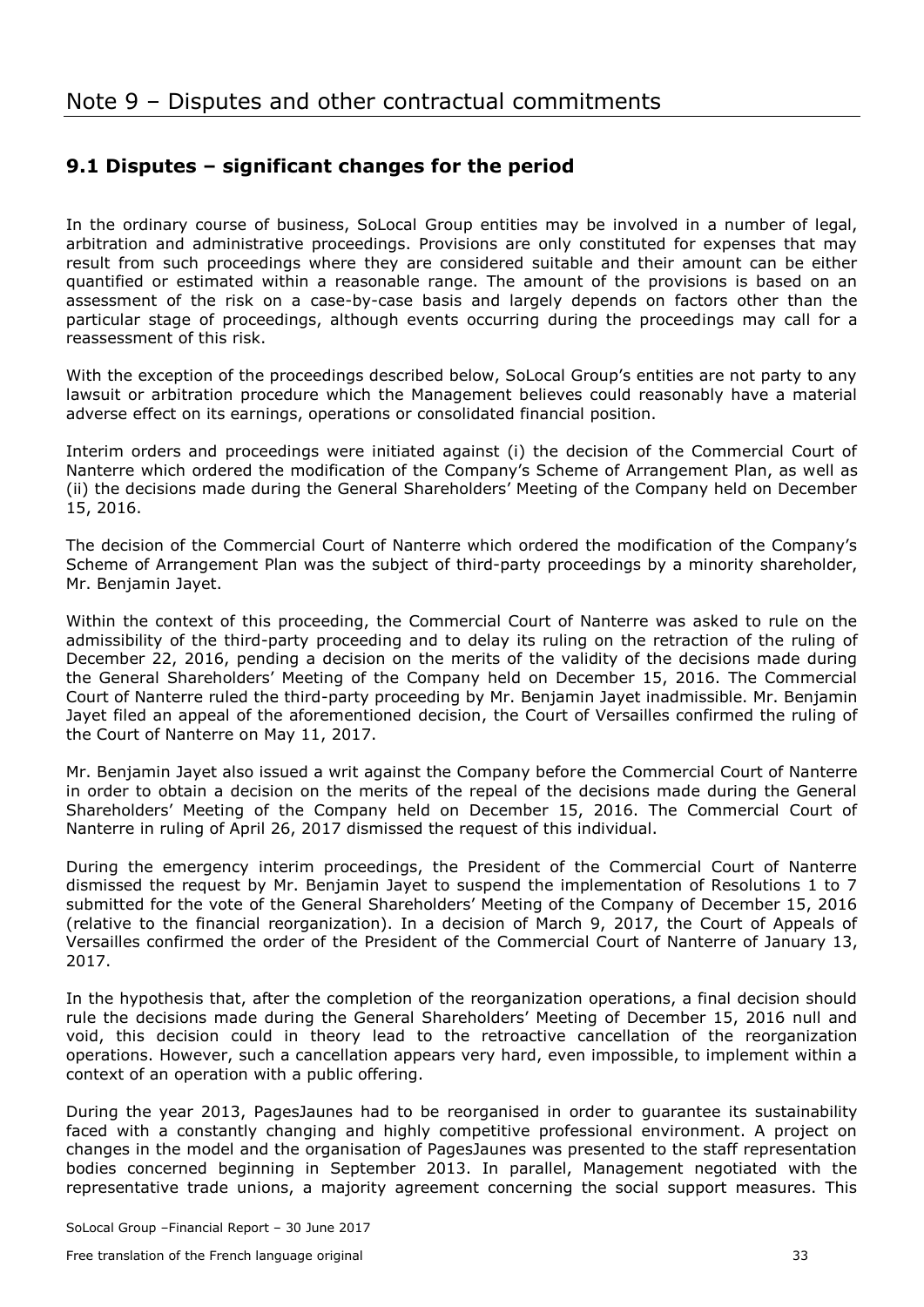# Note 9 – Disputes and other contractual commitments

## 9.1 Disputes – significant changes for the period

In the ordinary course of business, SoLocal Group entities may be involved in a number of legal, arbitration and administrative proceedings. Provisions are only constituted for expenses that may result from such proceedings where they are considered suitable and their amount can be either quantified or estimated within a reasonable range. The amount of the provisions is based on an assessment of the risk on a case-by-case basis and largely depends on factors other than the particular stage of proceedings, although events occurring during the proceedings may call for a reassessment of this risk.

With the exception of the proceedings described below, SoLocal Group's entities are not party to any lawsuit or arbitration procedure which the Management believes could reasonably have a material adverse effect on its earnings, operations or consolidated financial position.

Interim orders and proceedings were initiated against (i) the decision of the Commercial Court of Nanterre which ordered the modification of the Company's Scheme of Arrangement Plan, as well as (ii) the decisions made during the General Shareholders' Meeting of the Company held on December 15, 2016.

The decision of the Commercial Court of Nanterre which ordered the modification of the Company's Scheme of Arrangement Plan was the subject of third-party proceedings by a minority shareholder, Mr. Benjamin Jayet.

Within the context of this proceeding, the Commercial Court of Nanterre was asked to rule on the admissibility of the third-party proceeding and to delay its ruling on the retraction of the ruling of December 22, 2016, pending a decision on the merits of the validity of the decisions made during the General Shareholders' Meeting of the Company held on December 15, 2016. The Commercial Court of Nanterre ruled the third-party proceeding by Mr. Benjamin Jayet inadmissible. Mr. Benjamin Jayet filed an appeal of the aforementioned decision, the Court of Versailles confirmed the ruling of the Court of Nanterre on May 11, 2017.

Mr. Benjamin Jayet also issued a writ against the Company before the Commercial Court of Nanterre in order to obtain a decision on the merits of the repeal of the decisions made during the General Shareholders' Meeting of the Company held on December 15, 2016. The Commercial Court of Nanterre in ruling of April 26, 2017 dismissed the request of this individual.

During the emergency interim proceedings, the President of the Commercial Court of Nanterre dismissed the request by Mr. Benjamin Jayet to suspend the implementation of Resolutions 1 to 7 submitted for the vote of the General Shareholders' Meeting of the Company of December 15, 2016 (relative to the financial reorganization). In a decision of March 9, 2017, the Court of Appeals of Versailles confirmed the order of the President of the Commercial Court of Nanterre of January 13, 2017.

In the hypothesis that, after the completion of the reorganization operations, a final decision should rule the decisions made during the General Shareholders' Meeting of December 15, 2016 null and void, this decision could in theory lead to the retroactive cancellation of the reorganization operations. However, such a cancellation appears very hard, even impossible, to implement within a context of an operation with a public offering.

During the year 2013, PagesJaunes had to be reorganised in order to guarantee its sustainability faced with a constantly changing and highly competitive professional environment. A project on changes in the model and the organisation of PagesJaunes was presented to the staff representation bodies concerned beginning in September 2013. In parallel, Management negotiated with the representative trade unions, a majority agreement concerning the social support measures. This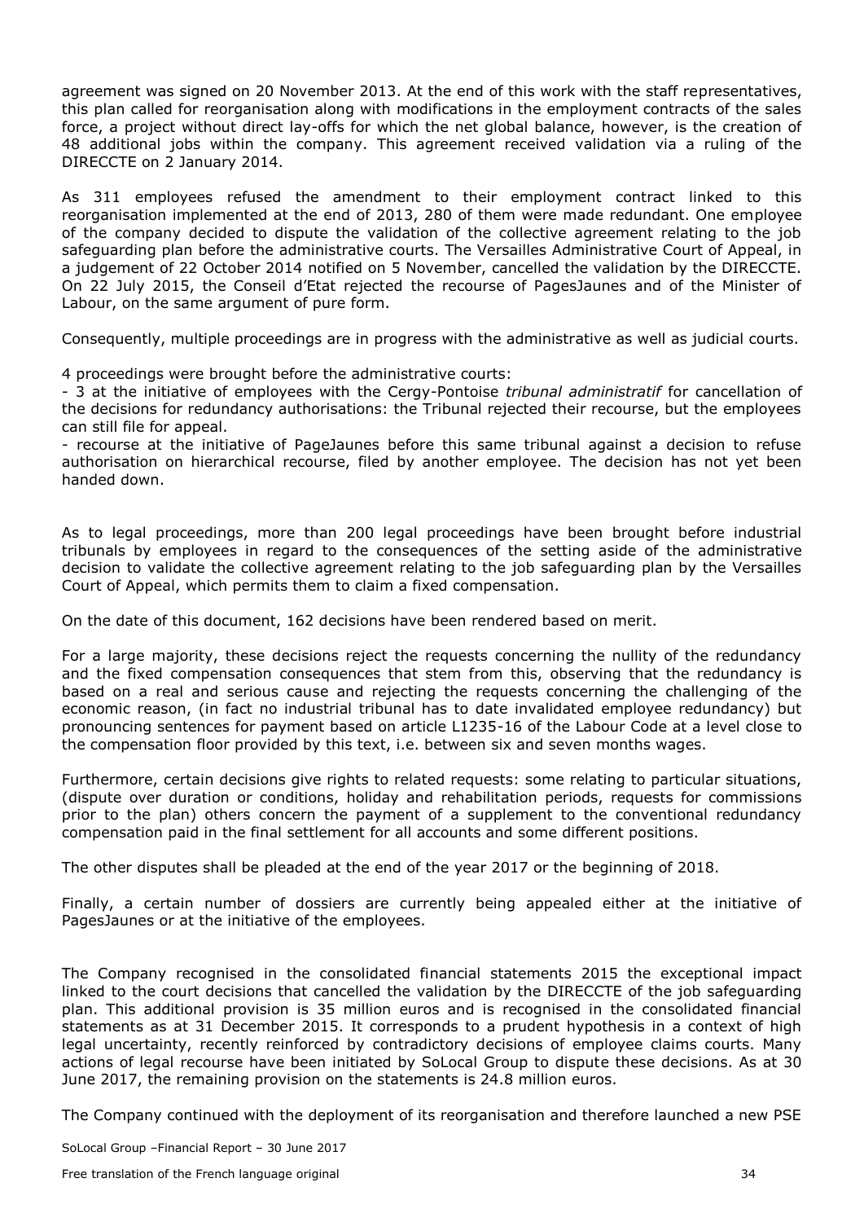agreement was signed on 20 November 2013. At the end of this work with the staff representatives, this plan called for reorganisation along with modifications in the employment contracts of the sales force, a project without direct lay-offs for which the net global balance, however, is the creation of 48 additional jobs within the company. This agreement received validation via a ruling of the DIRECCTE on 2 January 2014.

As 311 employees refused the amendment to their employment contract linked to this reorganisation implemented at the end of 2013, 280 of them were made redundant. One employee of the company decided to dispute the validation of the collective agreement relating to the job safeguarding plan before the administrative courts. The Versailles Administrative Court of Appeal, in a judgement of 22 October 2014 notified on 5 November, cancelled the validation by the DIRECCTE. On 22 July 2015, the Conseil d'Etat rejected the recourse of PagesJaunes and of the Minister of Labour, on the same argument of pure form.

Consequently, multiple proceedings are in progress with the administrative as well as judicial courts.

4 proceedings were brought before the administrative courts:
- 3 at the initiative of employees with the Cergy-Pontoise *tribunal administratif* for cancellation of the decisions for redundancy authorisations: the Tribunal rejected their recourse, but the employees can still file for appeal.
- recourse at the initiative of PageJaunes before this same tribunal against a decision to refuse authorisation on hierarchical recourse, filed by another employee. The decision has not yet been handed down.

As to legal proceedings, more than 200 legal proceedings have been brought before industrial tribunals by employees in regard to the consequences of the setting aside of the administrative decision to validate the collective agreement relating to the job safeguarding plan by the Versailles Court of Appeal, which permits them to claim a fixed compensation.

On the date of this document, 162 decisions have been rendered based on merit.

For a large majority, these decisions reject the requests concerning the nullity of the redundancy and the fixed compensation consequences that stem from this, observing that the redundancy is based on a real and serious cause and rejecting the requests concerning the challenging of the economic reason, (in fact no industrial tribunal has to date invalidated employee redundancy) but pronouncing sentences for payment based on article L1235-16 of the Labour Code at a level close to the compensation floor provided by this text, i.e. between six and seven months wages.

Furthermore, certain decisions give rights to related requests: some relating to particular situations, (dispute over duration or conditions, holiday and rehabilitation periods, requests for commissions prior to the plan) others concern the payment of a supplement to the conventional redundancy compensation paid in the final settlement for all accounts and some different positions.

The other disputes shall be pleaded at the end of the year 2017 or the beginning of 2018.

Finally, a certain number of dossiers are currently being appealed either at the initiative of PagesJaunes or at the initiative of the employees.

The Company recognised in the consolidated financial statements 2015 the exceptional impact linked to the court decisions that cancelled the validation by the DIRECCTE of the job safeguarding plan. This additional provision is 35 million euros and is recognised in the consolidated financial statements as at 31 December 2015. It corresponds to a prudent hypothesis in a context of high legal uncertainty, recently reinforced by contradictory decisions of employee claims courts. Many actions of legal recourse have been initiated by SoLocal Group to dispute these decisions. As at 30 June 2017, the remaining provision on the statements is 24.8 million euros.

The Company continued with the deployment of its reorganisation and therefore launched a new PSE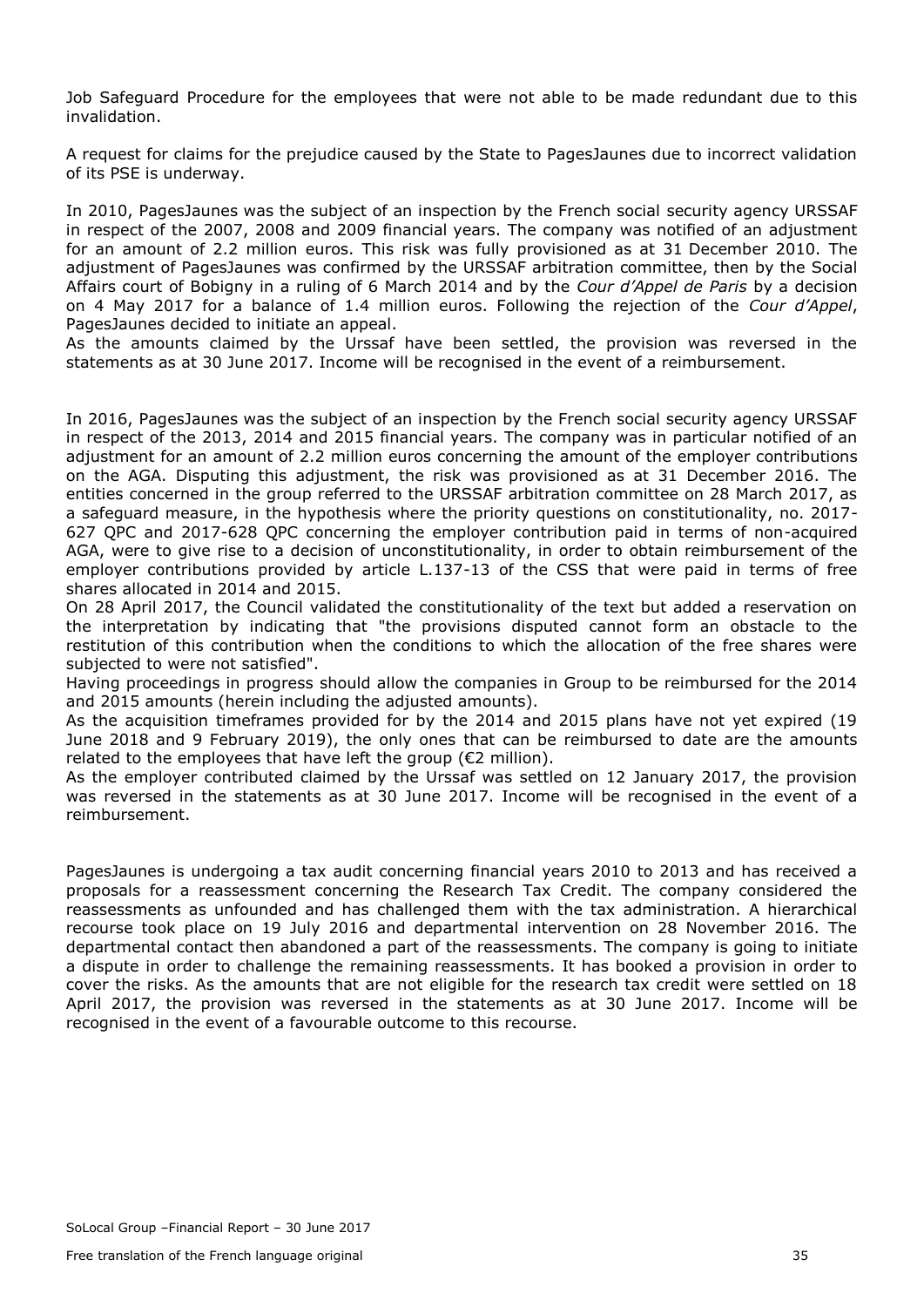Job Safeguard Procedure for the employees that were not able to be made redundant due to this invalidation.

A request for claims for the prejudice caused by the State to PagesJaunes due to incorrect validation of its PSE is underway.

In 2010, PagesJaunes was the subject of an inspection by the French social security agency URSSAF in respect of the 2007, 2008 and 2009 financial years. The company was notified of an adjustment for an amount of 2.2 million euros. This risk was fully provisioned as at 31 December 2010. The adjustment of PagesJaunes was confirmed by the URSSAF arbitration committee, then by the Social Affairs court of Bobigny in a ruling of 6 March 2014 and by the *Cour d'Appel de Paris* by a decision on 4 May 2017 for a balance of 1.4 million euros. Following the rejection of the *Cour d'Appel*, PagesJaunes decided to initiate an appeal.
As the amounts claimed by the Urssaf have been settled, the provision was reversed in the statements as at 30 June 2017. Income will be recognised in the event of a reimbursement.

In 2016, PagesJaunes was the subject of an inspection by the French social security agency URSSAF in respect of the 2013, 2014 and 2015 financial years. The company was in particular notified of an adjustment for an amount of 2.2 million euros concerning the amount of the employer contributions on the AGA. Disputing this adjustment, the risk was provisioned as at 31 December 2016. The entities concerned in the group referred to the URSSAF arbitration committee on 28 March 2017, as a safeguard measure, in the hypothesis where the priority questions on constitutionality, no. 2017-627 QPC and 2017-628 QPC concerning the employer contribution paid in terms of non-acquired AGA, were to give rise to a decision of unconstitutionality, in order to obtain reimbursement of the employer contributions provided by article L.137-13 of the CSS that were paid in terms of free shares allocated in 2014 and 2015.
On 28 April 2017, the Council validated the constitutionality of the text but added a reservation on the interpretation by indicating that "the provisions disputed cannot form an obstacle to the restitution of this contribution when the conditions to which the allocation of the free shares were subjected to were not satisfied".
Having proceedings in progress should allow the companies in Group to be reimbursed for the 2014 and 2015 amounts (herein including the adjusted amounts).
As the acquisition timeframes provided for by the 2014 and 2015 plans have not yet expired (19 June 2018 and 9 February 2019), the only ones that can be reimbursed to date are the amounts related to the employees that have left the group (€2 million).
As the employer contributed claimed by the Urssaf was settled on 12 January 2017, the provision was reversed in the statements as at 30 June 2017. Income will be recognised in the event of a reimbursement.

PagesJaunes is undergoing a tax audit concerning financial years 2010 to 2013 and has received a proposals for a reassessment concerning the Research Tax Credit. The company considered the reassessments as unfounded and has challenged them with the tax administration. A hierarchical recourse took place on 19 July 2016 and departmental intervention on 28 November 2016. The departmental contact then abandoned a part of the reassessments. The company is going to initiate a dispute in order to challenge the remaining reassessments. It has booked a provision in order to cover the risks. As the amounts that are not eligible for the research tax credit were settled on 18 April 2017, the provision was reversed in the statements as at 30 June 2017. Income will be recognised in the event of a favourable outcome to this recourse.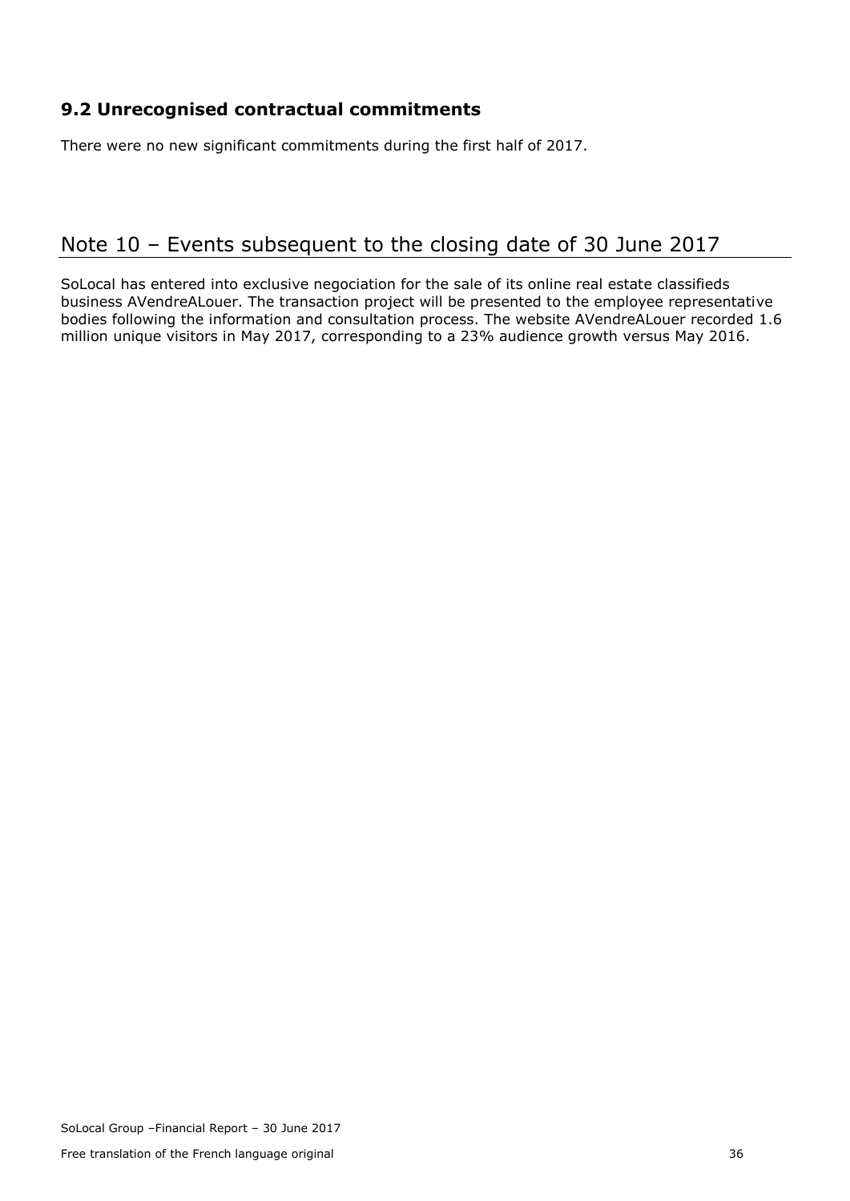### 9.2 Unrecognised contractual commitments

There were no new significant commitments during the first half of 2017.

## Note 10 – Events subsequent to the closing date of 30 June 2017

SoLocal has entered into exclusive negociation for the sale of its online real estate classifieds business AVendreALouer. The transaction project will be presented to the employee representative bodies following the information and consultation process. The website AVendreALouer recorded 1.6 million unique visitors in May 2017, corresponding to a 23% audience growth versus May 2016.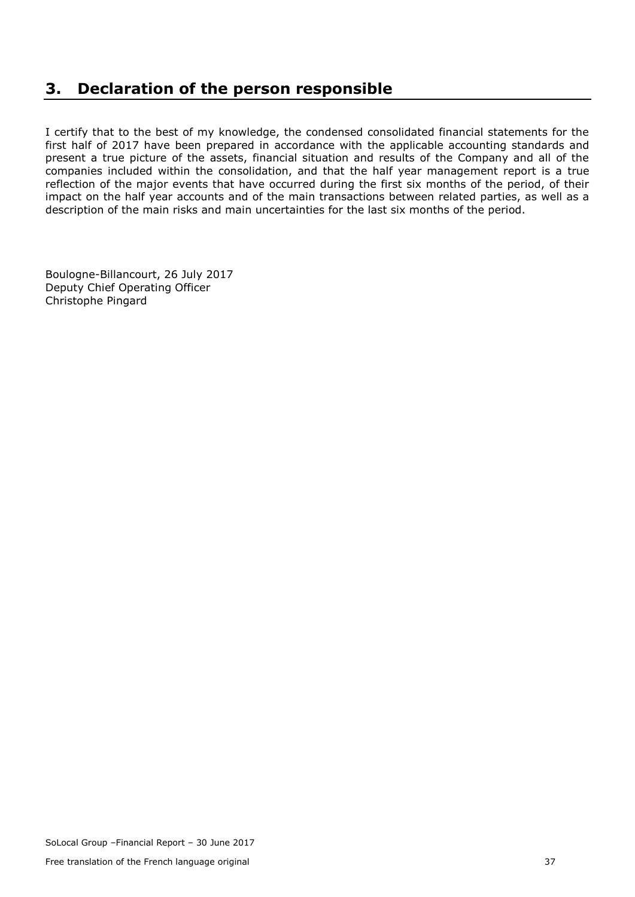## 3. Declaration of the person responsible

I certify that to the best of my knowledge, the condensed consolidated financial statements for the first half of 2017 have been prepared in accordance with the applicable accounting standards and present a true picture of the assets, financial situation and results of the Company and all of the companies included within the consolidation, and that the half year management report is a true reflection of the major events that have occurred during the first six months of the period, of their impact on the half year accounts and of the main transactions between related parties, as well as a description of the main risks and main uncertainties for the last six months of the period.

Boulogne-Billancourt, 26 July 2017
Deputy Chief Operating Officer
Christophe Pingard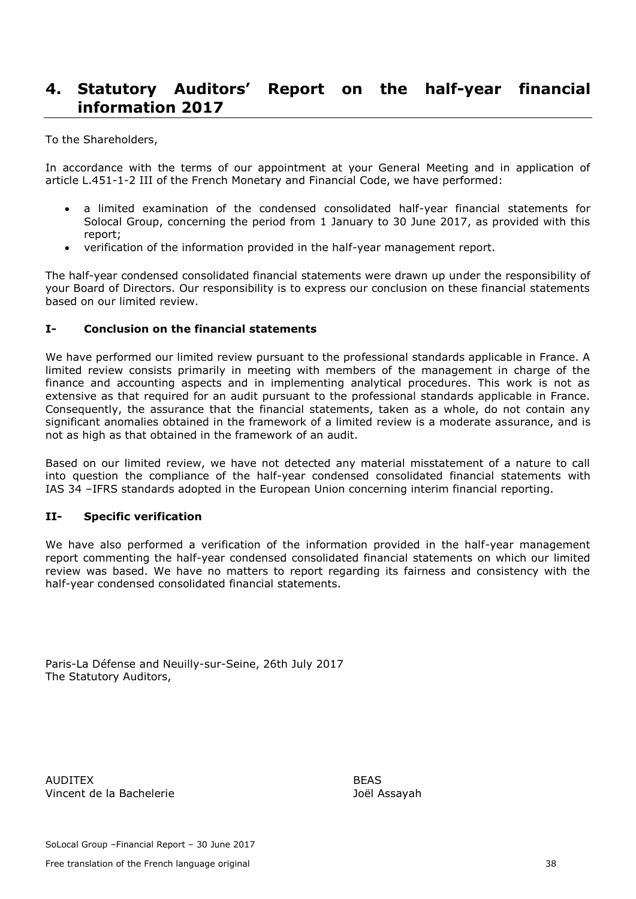# 4. Statutory Auditors' Report on the half-year financial information 2017

To the Shareholders,

In accordance with the terms of our appointment at your General Meeting and in application of article L.451-1-2 III of the French Monetary and Financial Code, we have performed:

- a limited examination of the condensed consolidated half-year financial statements for Solocal Group, concerning the period from 1 January to 30 June 2017, as provided with this report;
- verification of the information provided in the half-year management report.

The half-year condensed consolidated financial statements were drawn up under the responsibility of your Board of Directors. Our responsibility is to express our conclusion on these financial statements based on our limited review.

### I- Conclusion on the financial statements

We have performed our limited review pursuant to the professional standards applicable in France. A limited review consists primarily in meeting with members of the management in charge of the finance and accounting aspects and in implementing analytical procedures. This work is not as extensive as that required for an audit pursuant to the professional standards applicable in France. Consequently, the assurance that the financial statements, taken as a whole, do not contain any significant anomalies obtained in the framework of a limited review is a moderate assurance, and is not as high as that obtained in the framework of an audit.

Based on our limited review, we have not detected any material misstatement of a nature to call into question the compliance of the half-year condensed consolidated financial statements with IAS 34 –IFRS standards adopted in the European Union concerning interim financial reporting.

### II- Specific verification

We have also performed a verification of the information provided in the half-year management report commenting the half-year condensed consolidated financial statements on which our limited review was based. We have no matters to report regarding its fairness and consistency with the half-year condensed consolidated financial statements.

Paris-La Défense and Neuilly-sur-Seine, 26th July 2017
The Statutory Auditors,

AUDITEX
Vincent de la Bachelerie

BEAS
Joël Assayah